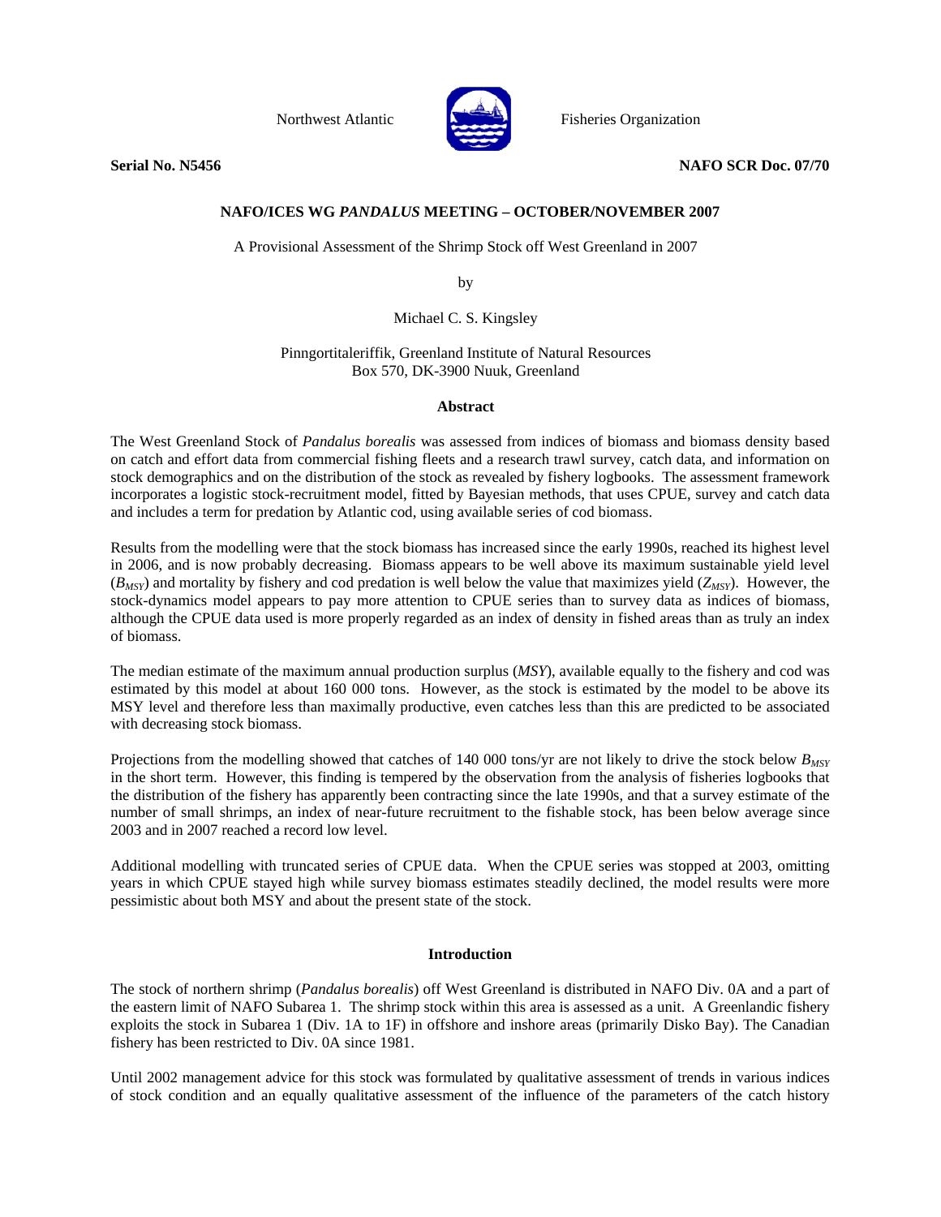Northwest Atlantic Fisheries Organization

**Serial No. N5456** **NAFO SCR Doc. 07/70**

## NAFO/ICES WG *PANDALUS* MEETING – OCTOBER/NOVEMBER 2007

A Provisional Assessment of the Shrimp Stock off West Greenland in 2007

by

Michael C. S. Kingsley

Pinngortitaleriffik, Greenland Institute of Natural Resources
Box 570, DK-3900 Nuuk, Greenland

### Abstract

The West Greenland Stock of *Pandalus borealis* was assessed from indices of biomass and biomass density based on catch and effort data from commercial fishing fleets and a research trawl survey, catch data, and information on stock demographics and on the distribution of the stock as revealed by fishery logbooks. The assessment framework incorporates a logistic stock-recruitment model, fitted by Bayesian methods, that uses CPUE, survey and catch data and includes a term for predation by Atlantic cod, using available series of cod biomass.

Results from the modelling were that the stock biomass has increased since the early 1990s, reached its highest level in 2006, and is now probably decreasing. Biomass appears to be well above its maximum sustainable yield level ($B_{MSY}$) and mortality by fishery and cod predation is well below the value that maximizes yield ($Z_{MSY}$). However, the stock-dynamics model appears to pay more attention to CPUE series than to survey data as indices of biomass, although the CPUE data used is more properly regarded as an index of density in fished areas than as truly an index of biomass.

The median estimate of the maximum annual production surplus (*MSY*), available equally to the fishery and cod was estimated by this model at about 160 000 tons. However, as the stock is estimated by the model to be above its MSY level and therefore less than maximally productive, even catches less than this are predicted to be associated with decreasing stock biomass.

Projections from the modelling showed that catches of 140 000 tons/yr are not likely to drive the stock below $B_{MSY}$ in the short term. However, this finding is tempered by the observation from the analysis of fisheries logbooks that the distribution of the fishery has apparently been contracting since the late 1990s, and that a survey estimate of the number of small shrimps, an index of near-future recruitment to the fishable stock, has been below average since 2003 and in 2007 reached a record low level.

Additional modelling with truncated series of CPUE data. When the CPUE series was stopped at 2003, omitting years in which CPUE stayed high while survey biomass estimates steadily declined, the model results were more pessimistic about both MSY and about the present state of the stock.

### Introduction

The stock of northern shrimp (*Pandalus borealis*) off West Greenland is distributed in NAFO Div. 0A and a part of the eastern limit of NAFO Subarea 1. The shrimp stock within this area is assessed as a unit. A Greenlandic fishery exploits the stock in Subarea 1 (Div. 1A to 1F) in offshore and inshore areas (primarily Disko Bay). The Canadian fishery has been restricted to Div. 0A since 1981.

Until 2002 management advice for this stock was formulated by qualitative assessment of trends in various indices of stock condition and an equally qualitative assessment of the influence of the parameters of the catch history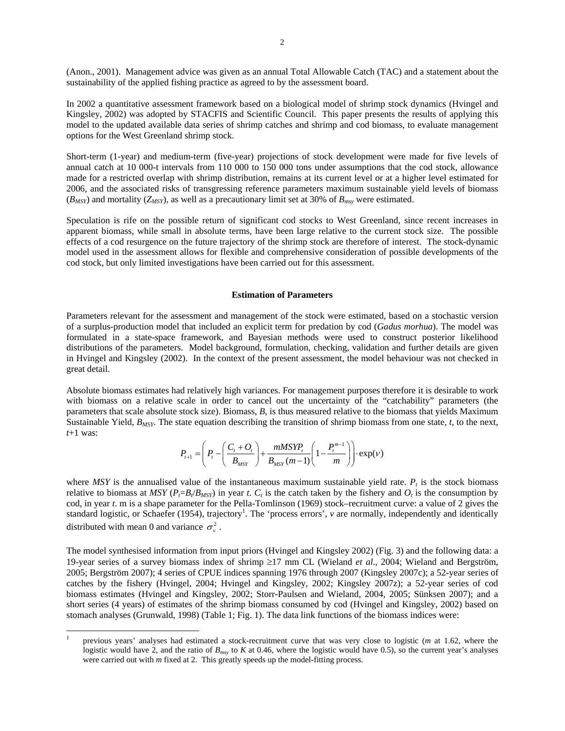(Anon., 2001). Management advice was given as an annual Total Allowable Catch (TAC) and a statement about the sustainability of the applied fishing practice as agreed to by the assessment board.

In 2002 a quantitative assessment framework based on a biological model of shrimp stock dynamics (Hvingel and Kingsley, 2002) was adopted by STACFIS and Scientific Council. This paper presents the results of applying this model to the updated available data series of shrimp catches and shrimp and cod biomass, to evaluate management options for the West Greenland shrimp stock.

Short-term (1-year) and medium-term (five-year) projections of stock development were made for five levels of annual catch at 10 000-t intervals from 110 000 to 150 000 tons under assumptions that the cod stock, allowance made for a restricted overlap with shrimp distribution, remains at its current level or at a higher level estimated for 2006, and the associated risks of transgressing reference parameters maximum sustainable yield levels of biomass ($B_{MSY}$) and mortality ($Z_{MSY}$), as well as a precautionary limit set at 30% of $B_{msy}$ were estimated.

Speculation is rife on the possible return of significant cod stocks to West Greenland, since recent increases in apparent biomass, while small in absolute terms, have been large relative to the current stock size. The possible effects of a cod resurgence on the future trajectory of the shrimp stock are therefore of interest. The stock-dynamic model used in the assessment allows for flexible and comprehensive consideration of possible developments of the cod stock, but only limited investigations have been carried out for this assessment.

## Estimation of Parameters

Parameters relevant for the assessment and management of the stock were estimated, based on a stochastic version of a surplus-production model that included an explicit term for predation by cod (*Gadus morhua*). The model was formulated in a state-space framework, and Bayesian methods were used to construct posterior likelihood distributions of the parameters. Model background, formulation, checking, validation and further details are given in Hvingel and Kingsley (2002). In the context of the present assessment, the model behaviour was not checked in great detail.

Absolute biomass estimates had relatively high variances. For management purposes therefore it is desirable to work with biomass on a relative scale in order to cancel out the uncertainty of the "catchability" parameters (the parameters that scale absolute stock size). Biomass, $B$, is thus measured relative to the biomass that yields Maximum Sustainable Yield, $B_{MSY}$. The state equation describing the transition of shrimp biomass from one state, $t$, to the next, $t$+1 was:

$$P_{t+1} = \left( P_t - \left( \frac{C_t + O_t}{B_{MSY}} \right) + \frac{mMSYP_t}{B_{MSY}(m-1)} \left( 1 - \frac{P_t^{m-1}}{m} \right) \right) \cdot \exp(\nu)$$

where $MSY$ is the annualised value of the instantaneous maximum sustainable yield rate. $P_t$ is the stock biomass relative to biomass at $MSY$ ($P_t$=$B_t$/$B_{MSY}$) in year $t$. $C_t$ is the catch taken by the fishery and $O_t$ is the consumption by cod, in year $t$. m is a shape parameter for the Pella-Tomlinson (1969) stock–recruitment curve: a value of 2 gives the standard logistic, or Schaefer (1954), trajectory[1]. The 'process errors', $v$ are normally, independently and identically distributed with mean 0 and variance $\sigma_v^2$.

The model synthesised information from input priors (Hvingel and Kingsley 2002) (Fig. 3) and the following data: a 19-year series of a survey biomass index of shrimp ≥17 mm CL (Wieland *et al*., 2004; Wieland and Bergström, 2005; Bergström 2007); 4 series of CPUE indices spanning 1976 through 2007 (Kingsley 2007c); a 52-year series of catches by the fishery (Hvingel, 2004; Hvingel and Kingsley, 2002; Kingsley 2007z); a 52-year series of cod biomass estimates (Hvingel and Kingsley, 2002; Storr-Paulsen and Wieland, 2004, 2005; Sünksen 2007); and a short series (4 years) of estimates of the shrimp biomass consumed by cod (Hvingel and Kingsley, 2002) based on stomach analyses (Grunwald, 1998) (Table 1; Fig. 1). The data link functions of the biomass indices were:

[1] previous years' analyses had estimated a stock-recruitment curve that was very close to logistic ($m$ at 1.62, where the logistic would have 2, and the ratio of $B_{msy}$ to $K$ at 0.46, where the logistic would have 0.5), so the current year's analyses were carried out with $m$ fixed at 2. This greatly speeds up the model-fitting process.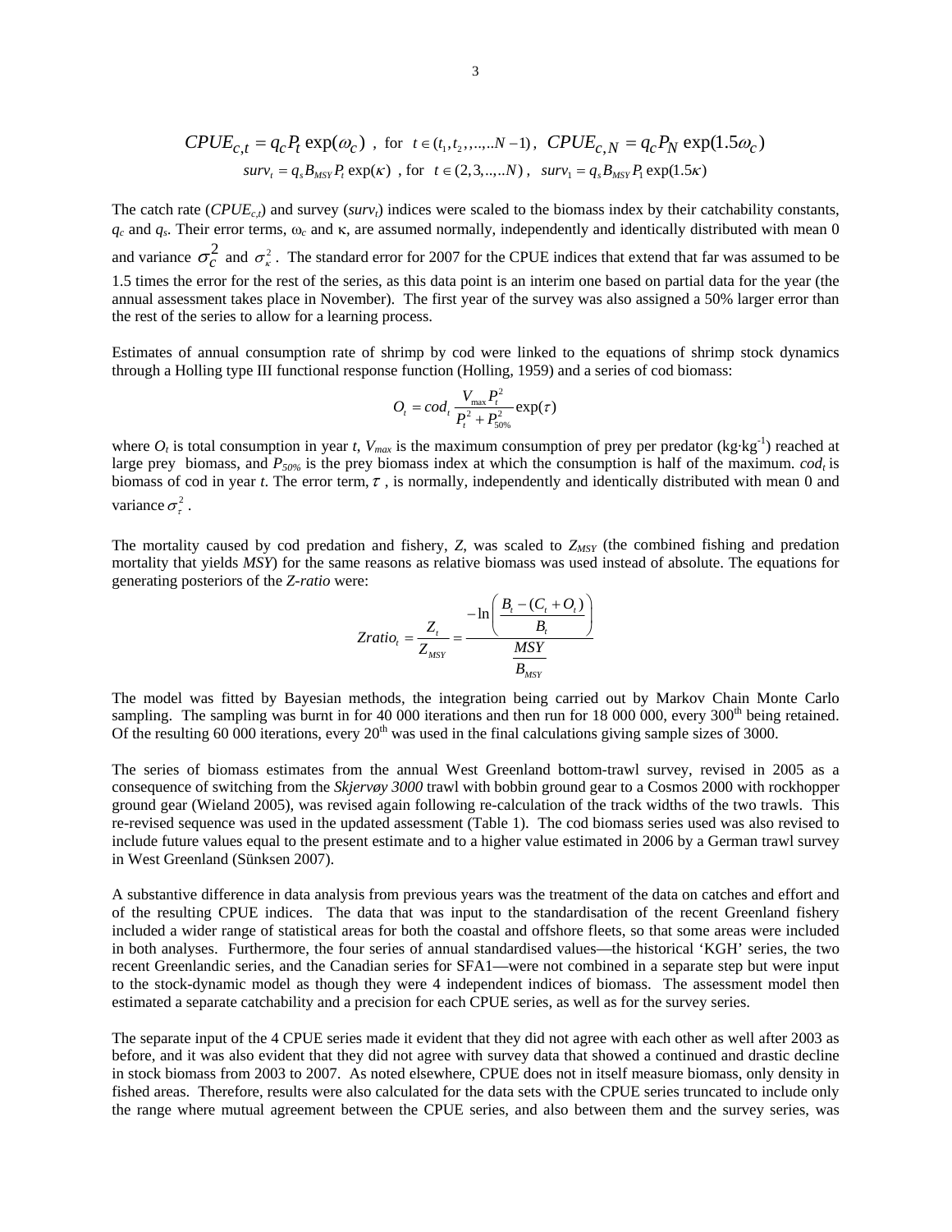$$CPUE_{c,t} = q_c P_t \exp(\omega_c) \;\;, \text{ for } \; t \in (t_1, t_2, ,..., ..N-1) \,, \;\; CPUE_{c,N} = q_c P_N \exp(1.5\omega_c)$$

$$surv_t = q_s B_{MSY} P_t \exp(\kappa) \;\;, \text{ for } \; t \in (2,3,..,..N) \,, \;\; surv_1 = q_s B_{MSY} P_1 \exp(1.5\kappa)$$

The catch rate ($CPUE_{c,t}$) and survey ($surv_t$) indices were scaled to the biomass index by their catchability constants, $q_c$ and $q_s$. Their error terms, $\omega_c$ and $\kappa$, are assumed normally, independently and identically distributed with mean 0 and variance $\sigma_c^2$ and $\sigma_\kappa^2$. The standard error for 2007 for the CPUE indices that extend that far was assumed to be 1.5 times the error for the rest of the series, as this data point is an interim one based on partial data for the year (the annual assessment takes place in November). The first year of the survey was also assigned a 50% larger error than the rest of the series to allow for a learning process.

Estimates of annual consumption rate of shrimp by cod were linked to the equations of shrimp stock dynamics through a Holling type III functional response function (Holling, 1959) and a series of cod biomass:

$$O_t = cod_t \frac{V_{max} P_t^2}{P_t^2 + P_{50\%}^2} \exp(\tau)$$

where $O_t$ is total consumption in year $t$, $V_{max}$ is the maximum consumption of prey per predator (kg·kg$^{-1}$) reached at large prey biomass, and $P_{50\%}$ is the prey biomass index at which the consumption is half of the maximum. $cod_t$ is biomass of cod in year $t$. The error term, $\tau$, is normally, independently and identically distributed with mean 0 and variance $\sigma_\tau^2$.

The mortality caused by cod predation and fishery, $Z$, was scaled to $Z_{MSY}$ (the combined fishing and predation mortality that yields $MSY$) for the same reasons as relative biomass was used instead of absolute. The equations for generating posteriors of the *Z-ratio* were:

$$Zratio_t = \frac{Z_t}{Z_{MSY}} = \frac{-\ln\left(\dfrac{B_t - (C_t + O_t)}{B_t}\right)}{\dfrac{MSY}{B_{MSY}}}$$

The model was fitted by Bayesian methods, the integration being carried out by Markov Chain Monte Carlo sampling. The sampling was burnt in for 40 000 iterations and then run for 18 000 000, every 300th being retained. Of the resulting 60 000 iterations, every 20th was used in the final calculations giving sample sizes of 3000.

The series of biomass estimates from the annual West Greenland bottom-trawl survey, revised in 2005 as a consequence of switching from the *Skjervøy 3000* trawl with bobbin ground gear to a Cosmos 2000 with rockhopper ground gear (Wieland 2005), was revised again following re-calculation of the track widths of the two trawls. This re-revised sequence was used in the updated assessment (Table 1). The cod biomass series used was also revised to include future values equal to the present estimate and to a higher value estimated in 2006 by a German trawl survey in West Greenland (Sünksen 2007).

A substantive difference in data analysis from previous years was the treatment of the data on catches and effort and of the resulting CPUE indices. The data that was input to the standardisation of the recent Greenland fishery included a wider range of statistical areas for both the coastal and offshore fleets, so that some areas were included in both analyses. Furthermore, the four series of annual standardised values—the historical 'KGH' series, the two recent Greenlandic series, and the Canadian series for SFA1—were not combined in a separate step but were input to the stock-dynamic model as though they were 4 independent indices of biomass. The assessment model then estimated a separate catchability and a precision for each CPUE series, as well as for the survey series.

The separate input of the 4 CPUE series made it evident that they did not agree with each other as well after 2003 as before, and it was also evident that they did not agree with survey data that showed a continued and drastic decline in stock biomass from 2003 to 2007. As noted elsewhere, CPUE does not in itself measure biomass, only density in fished areas. Therefore, results were also calculated for the data sets with the CPUE series truncated to include only the range where mutual agreement between the CPUE series, and also between them and the survey series, was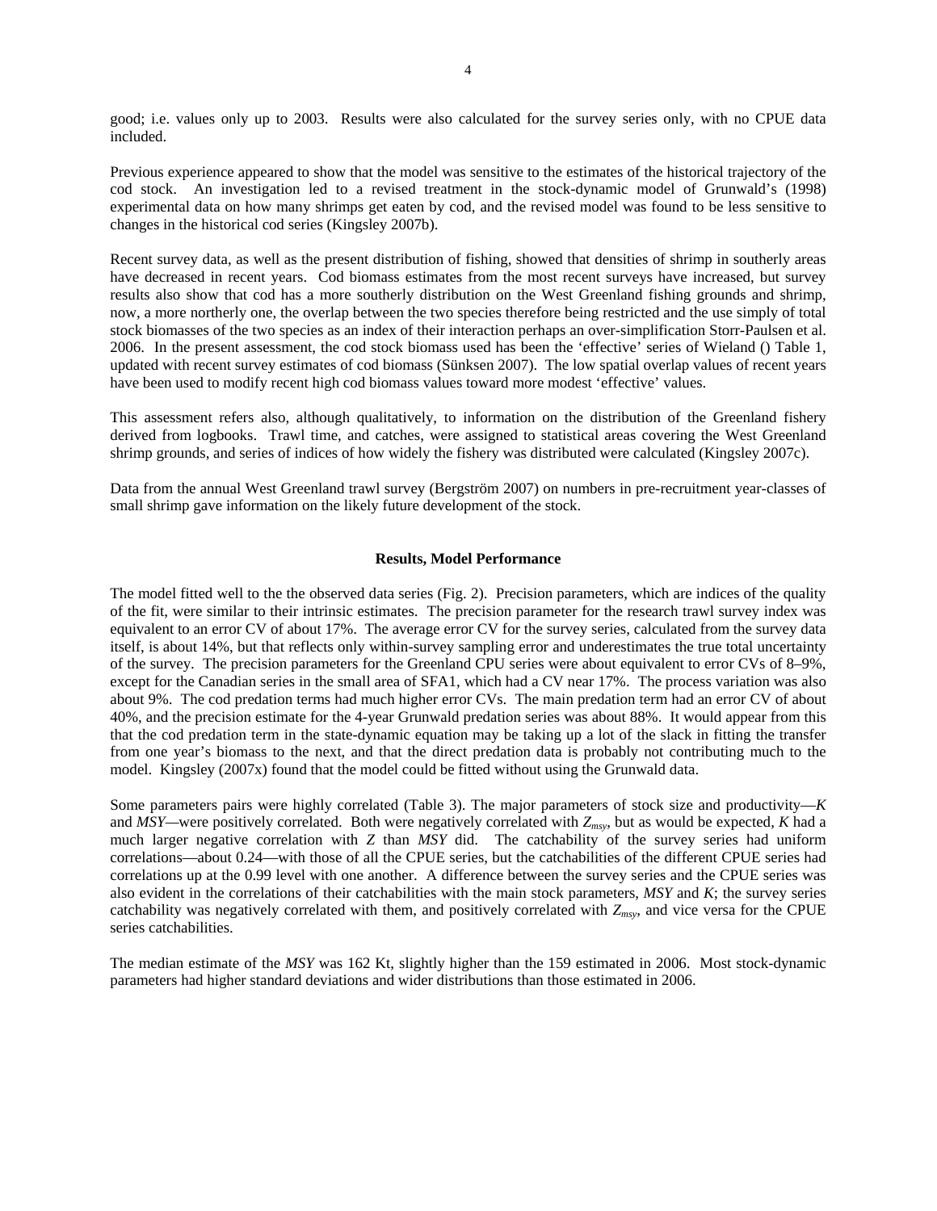good; i.e. values only up to 2003. Results were also calculated for the survey series only, with no CPUE data included.

Previous experience appeared to show that the model was sensitive to the estimates of the historical trajectory of the cod stock. An investigation led to a revised treatment in the stock-dynamic model of Grunwald's (1998) experimental data on how many shrimps get eaten by cod, and the revised model was found to be less sensitive to changes in the historical cod series (Kingsley 2007b).

Recent survey data, as well as the present distribution of fishing, showed that densities of shrimp in southerly areas have decreased in recent years. Cod biomass estimates from the most recent surveys have increased, but survey results also show that cod has a more southerly distribution on the West Greenland fishing grounds and shrimp, now, a more northerly one, the overlap between the two species therefore being restricted and the use simply of total stock biomasses of the two species as an index of their interaction perhaps an over-simplification Storr-Paulsen et al. 2006. In the present assessment, the cod stock biomass used has been the 'effective' series of Wieland () Table 1, updated with recent survey estimates of cod biomass (Sünksen 2007). The low spatial overlap values of recent years have been used to modify recent high cod biomass values toward more modest 'effective' values.

This assessment refers also, although qualitatively, to information on the distribution of the Greenland fishery derived from logbooks. Trawl time, and catches, were assigned to statistical areas covering the West Greenland shrimp grounds, and series of indices of how widely the fishery was distributed were calculated (Kingsley 2007c).

Data from the annual West Greenland trawl survey (Bergström 2007) on numbers in pre-recruitment year-classes of small shrimp gave information on the likely future development of the stock.

## Results, Model Performance

The model fitted well to the the observed data series (Fig. 2). Precision parameters, which are indices of the quality of the fit, were similar to their intrinsic estimates. The precision parameter for the research trawl survey index was equivalent to an error CV of about 17%. The average error CV for the survey series, calculated from the survey data itself, is about 14%, but that reflects only within-survey sampling error and underestimates the true total uncertainty of the survey. The precision parameters for the Greenland CPU series were about equivalent to error CVs of 8–9%, except for the Canadian series in the small area of SFA1, which had a CV near 17%. The process variation was also about 9%. The cod predation terms had much higher error CVs. The main predation term had an error CV of about 40%, and the precision estimate for the 4-year Grunwald predation series was about 88%. It would appear from this that the cod predation term in the state-dynamic equation may be taking up a lot of the slack in fitting the transfer from one year's biomass to the next, and that the direct predation data is probably not contributing much to the model. Kingsley (2007x) found that the model could be fitted without using the Grunwald data.

Some parameters pairs were highly correlated (Table 3). The major parameters of stock size and productivity—$K$ and $MSY$—were positively correlated. Both were negatively correlated with $Z_{msy}$, but as would be expected, $K$ had a much larger negative correlation with $Z$ than $MSY$ did. The catchability of the survey series had uniform correlations—about 0.24—with those of all the CPUE series, but the catchabilities of the different CPUE series had correlations up at the 0.99 level with one another. A difference between the survey series and the CPUE series was also evident in the correlations of their catchabilities with the main stock parameters, $MSY$ and $K$; the survey series catchability was negatively correlated with them, and positively correlated with $Z_{msy}$, and vice versa for the CPUE series catchabilities.

The median estimate of the $MSY$ was 162 Kt, slightly higher than the 159 estimated in 2006. Most stock-dynamic parameters had higher standard deviations and wider distributions than those estimated in 2006.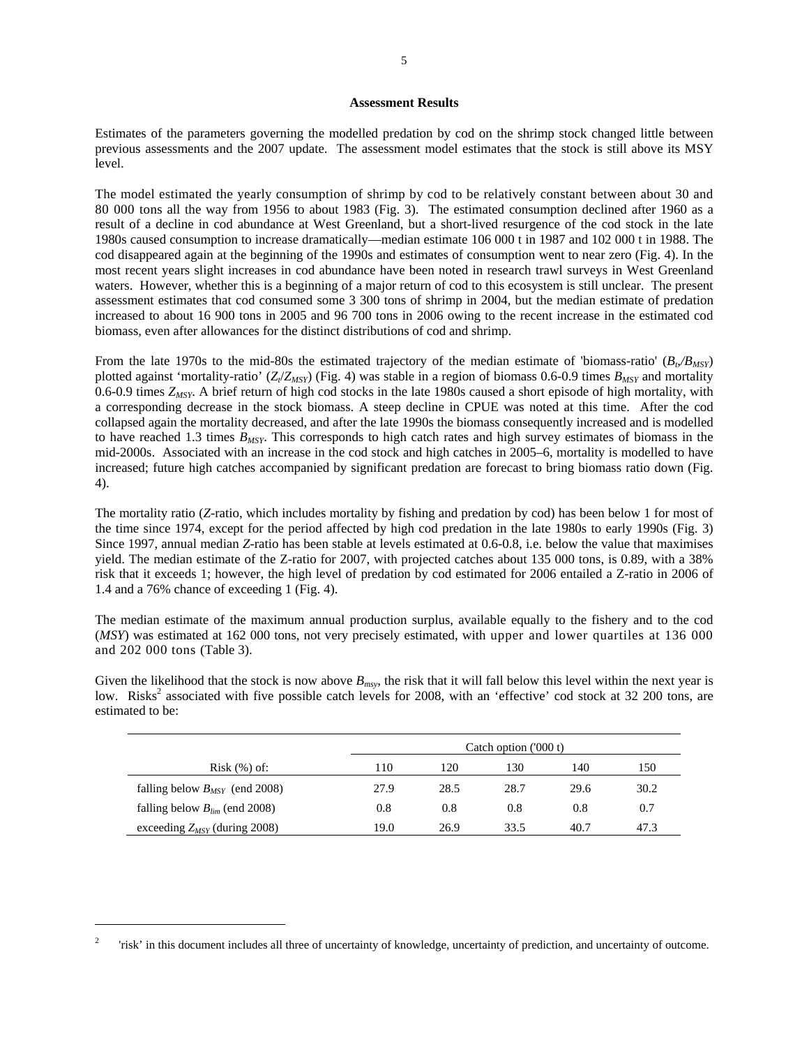### Assessment Results

Estimates of the parameters governing the modelled predation by cod on the shrimp stock changed little between previous assessments and the 2007 update. The assessment model estimates that the stock is still above its MSY level.

The model estimated the yearly consumption of shrimp by cod to be relatively constant between about 30 and 80 000 tons all the way from 1956 to about 1983 (Fig. 3). The estimated consumption declined after 1960 as a result of a decline in cod abundance at West Greenland, but a short-lived resurgence of the cod stock in the late 1980s caused consumption to increase dramatically—median estimate 106 000 t in 1987 and 102 000 t in 1988. The cod disappeared again at the beginning of the 1990s and estimates of consumption went to near zero (Fig. 4). In the most recent years slight increases in cod abundance have been noted in research trawl surveys in West Greenland waters. However, whether this is a beginning of a major return of cod to this ecosystem is still unclear. The present assessment estimates that cod consumed some 3 300 tons of shrimp in 2004, but the median estimate of predation increased to about 16 900 tons in 2005 and 96 700 tons in 2006 owing to the recent increase in the estimated cod biomass, even after allowances for the distinct distributions of cod and shrimp.

From the late 1970s to the mid-80s the estimated trajectory of the median estimate of 'biomass-ratio' ($B_t/B_{MSY}$) plotted against 'mortality-ratio' ($Z_t/Z_{MSY}$) (Fig. 4) was stable in a region of biomass 0.6-0.9 times $B_{MSY}$ and mortality 0.6-0.9 times $Z_{MSY}$. A brief return of high cod stocks in the late 1980s caused a short episode of high mortality, with a corresponding decrease in the stock biomass. A steep decline in CPUE was noted at this time. After the cod collapsed again the mortality decreased, and after the late 1990s the biomass consequently increased and is modelled to have reached 1.3 times $B_{MSY}$. This corresponds to high catch rates and high survey estimates of biomass in the mid-2000s. Associated with an increase in the cod stock and high catches in 2005–6, mortality is modelled to have increased; future high catches accompanied by significant predation are forecast to bring biomass ratio down (Fig. 4).

The mortality ratio (*Z*-ratio, which includes mortality by fishing and predation by cod) has been below 1 for most of the time since 1974, except for the period affected by high cod predation in the late 1980s to early 1990s (Fig. 3) Since 1997, annual median *Z*-ratio has been stable at levels estimated at 0.6-0.8, i.e. below the value that maximises yield. The median estimate of the Z-ratio for 2007, with projected catches about 135 000 tons, is 0.89, with a 38% risk that it exceeds 1; however, the high level of predation by cod estimated for 2006 entailed a Z-ratio in 2006 of 1.4 and a 76% chance of exceeding 1 (Fig. 4).

The median estimate of the maximum annual production surplus, available equally to the fishery and to the cod (*MSY*) was estimated at 162 000 tons, not very precisely estimated, with upper and lower quartiles at 136 000 and 202 000 tons (Table 3).

Given the likelihood that the stock is now above $B_{msy}$, the risk that it will fall below this level within the next year is low. Risks[2] associated with five possible catch levels for 2008, with an 'effective' cod stock at 32 200 tons, are estimated to be:

| | Catch option ('000 t) | | | | |
|---|---|---|---|---|---|
| Risk (%) of: | 110 | 120 | 130 | 140 | 150 |
| falling below $B_{MSY}$ (end 2008) | 27.9 | 28.5 | 28.7 | 29.6 | 30.2 |
| falling below $B_{lim}$ (end 2008) | 0.8 | 0.8 | 0.8 | 0.8 | 0.7 |
| exceeding $Z_{MSY}$ (during 2008) | 19.0 | 26.9 | 33.5 | 40.7 | 47.3 |

[2] 'risk' in this document includes all three of uncertainty of knowledge, uncertainty of prediction, and uncertainty of outcome.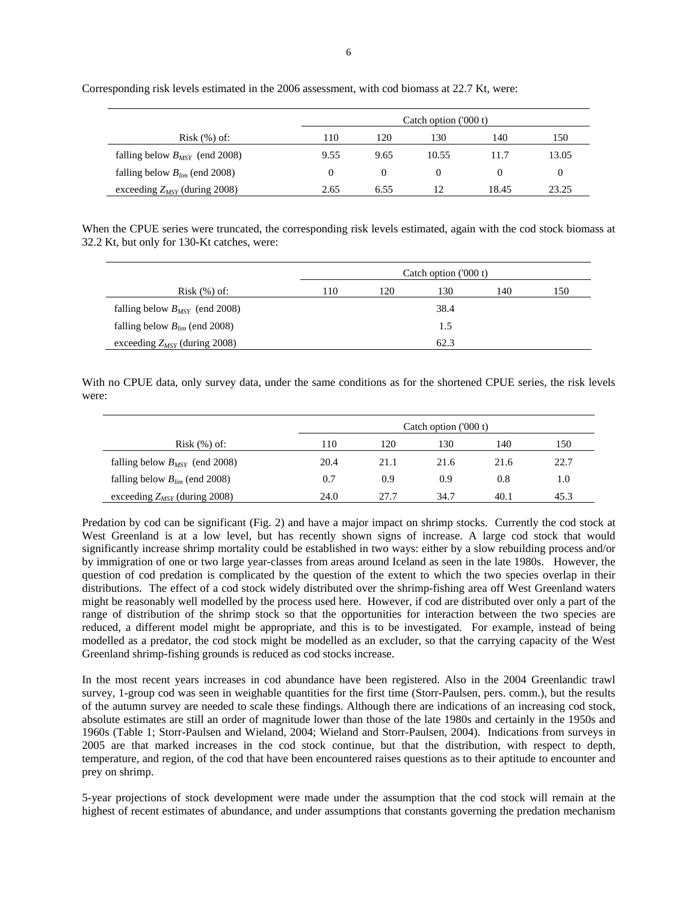Corresponding risk levels estimated in the 2006 assessment, with cod biomass at 22.7 Kt, were:

| Risk (%) of: | Catch option ('000 t) | | | | |
|---|---|---|---|---|---|
| | 110 | 120 | 130 | 140 | 150 |
| falling below $B_{MSY}$ (end 2008) | 9.55 | 9.65 | 10.55 | 11.7 | 13.05 |
| falling below $B_{lim}$ (end 2008) | 0 | 0 | 0 | 0 | 0 |
| exceeding $Z_{MSY}$ (during 2008) | 2.65 | 6.55 | 12 | 18.45 | 23.25 |

When the CPUE series were truncated, the corresponding risk levels estimated, again with the cod stock biomass at 32.2 Kt, but only for 130-Kt catches, were:

| Risk (%) of: | Catch option ('000 t) | | | | |
|---|---|---|---|---|---|
| | 110 | 120 | 130 | 140 | 150 |
| falling below $B_{MSY}$ (end 2008) | | | 38.4 | | |
| falling below $B_{lim}$ (end 2008) | | | 1.5 | | |
| exceeding $Z_{MSY}$ (during 2008) | | | 62.3 | | |

With no CPUE data, only survey data, under the same conditions as for the shortened CPUE series, the risk levels were:

| Risk (%) of: | Catch option ('000 t) | | | | |
|---|---|---|---|---|---|
| | 110 | 120 | 130 | 140 | 150 |
| falling below $B_{MSY}$ (end 2008) | 20.4 | 21.1 | 21.6 | 21.6 | 22.7 |
| falling below $B_{lim}$ (end 2008) | 0.7 | 0.9 | 0.9 | 0.8 | 1.0 |
| exceeding $Z_{MSY}$ (during 2008) | 24.0 | 27.7 | 34.7 | 40.1 | 45.3 |

Predation by cod can be significant (Fig. 2) and have a major impact on shrimp stocks. Currently the cod stock at West Greenland is at a low level, but has recently shown signs of increase. A large cod stock that would significantly increase shrimp mortality could be established in two ways: either by a slow rebuilding process and/or by immigration of one or two large year-classes from areas around Iceland as seen in the late 1980s. However, the question of cod predation is complicated by the question of the extent to which the two species overlap in their distributions. The effect of a cod stock widely distributed over the shrimp-fishing area off West Greenland waters might be reasonably well modelled by the process used here. However, if cod are distributed over only a part of the range of distribution of the shrimp stock so that the opportunities for interaction between the two species are reduced, a different model might be appropriate, and this is to be investigated. For example, instead of being modelled as a predator, the cod stock might be modelled as an excluder, so that the carrying capacity of the West Greenland shrimp-fishing grounds is reduced as cod stocks increase.

In the most recent years increases in cod abundance have been registered. Also in the 2004 Greenlandic trawl survey, 1-group cod was seen in weighable quantities for the first time (Storr-Paulsen, pers. comm.), but the results of the autumn survey are needed to scale these findings. Although there are indications of an increasing cod stock, absolute estimates are still an order of magnitude lower than those of the late 1980s and certainly in the 1950s and 1960s (Table 1; Storr-Paulsen and Wieland, 2004; Wieland and Storr-Paulsen, 2004). Indications from surveys in 2005 are that marked increases in the cod stock continue, but that the distribution, with respect to depth, temperature, and region, of the cod that have been encountered raises questions as to their aptitude to encounter and prey on shrimp.

5-year projections of stock development were made under the assumption that the cod stock will remain at the highest of recent estimates of abundance, and under assumptions that constants governing the predation mechanism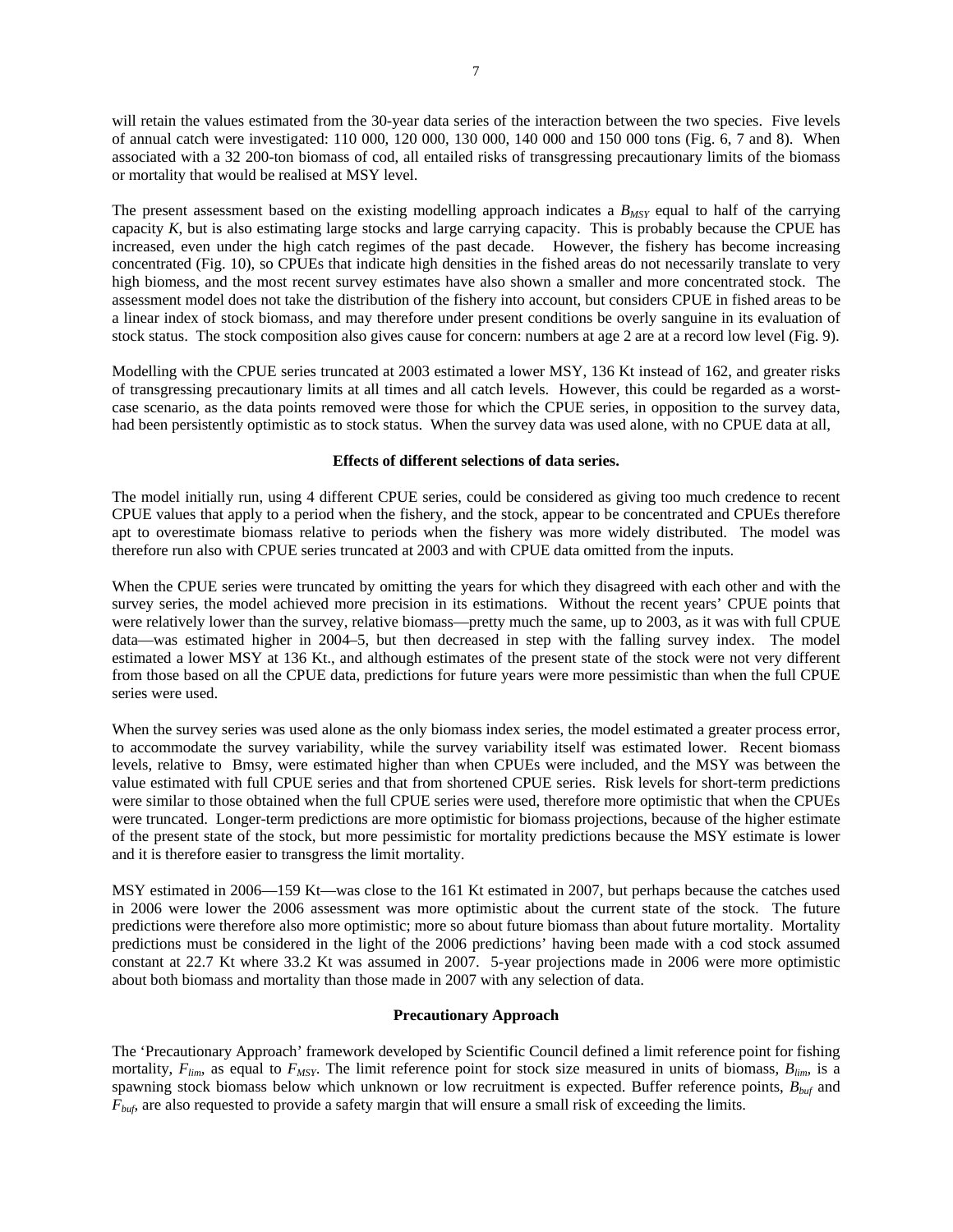will retain the values estimated from the 30-year data series of the interaction between the two species. Five levels of annual catch were investigated: 110 000, 120 000, 130 000, 140 000 and 150 000 tons (Fig. 6, 7 and 8). When associated with a 32 200-ton biomass of cod, all entailed risks of transgressing precautionary limits of the biomass or mortality that would be realised at MSY level.

The present assessment based on the existing modelling approach indicates a $B_{MSY}$ equal to half of the carrying capacity *K*, but is also estimating large stocks and large carrying capacity. This is probably because the CPUE has increased, even under the high catch regimes of the past decade. However, the fishery has become increasing concentrated (Fig. 10), so CPUEs that indicate high densities in the fished areas do not necessarily translate to very high biomass, and the most recent survey estimates have also shown a smaller and more concentrated stock. The assessment model does not take the distribution of the fishery into account, but considers CPUE in fished areas to be a linear index of stock biomass, and may therefore under present conditions be overly sanguine in its evaluation of stock status. The stock composition also gives cause for concern: numbers at age 2 are at a record low level (Fig. 9).

Modelling with the CPUE series truncated at 2003 estimated a lower MSY, 136 Kt instead of 162, and greater risks of transgressing precautionary limits at all times and all catch levels. However, this could be regarded as a worst-case scenario, as the data points removed were those for which the CPUE series, in opposition to the survey data, had been persistently optimistic as to stock status. When the survey data was used alone, with no CPUE data at all,

**Effects of different selections of data series.**

The model initially run, using 4 different CPUE series, could be considered as giving too much credence to recent CPUE values that apply to a period when the fishery, and the stock, appear to be concentrated and CPUEs therefore apt to overestimate biomass relative to periods when the fishery was more widely distributed. The model was therefore run also with CPUE series truncated at 2003 and with CPUE data omitted from the inputs.

When the CPUE series were truncated by omitting the years for which they disagreed with each other and with the survey series, the model achieved more precision in its estimations. Without the recent years' CPUE points that were relatively lower than the survey, relative biomass—pretty much the same, up to 2003, as it was with full CPUE data—was estimated higher in 2004–5, but then decreased in step with the falling survey index. The model estimated a lower MSY at 136 Kt., and although estimates of the present state of the stock were not very different from those based on all the CPUE data, predictions for future years were more pessimistic than when the full CPUE series were used.

When the survey series was used alone as the only biomass index series, the model estimated a greater process error, to accommodate the survey variability, while the survey variability itself was estimated lower. Recent biomass levels, relative to Bmsy, were estimated higher than when CPUEs were included, and the MSY was between the value estimated with full CPUE series and that from shortened CPUE series. Risk levels for short-term predictions were similar to those obtained when the full CPUE series were used, therefore more optimistic that when the CPUEs were truncated. Longer-term predictions are more optimistic for biomass projections, because of the higher estimate of the present state of the stock, but more pessimistic for mortality predictions because the MSY estimate is lower and it is therefore easier to transgress the limit mortality.

MSY estimated in 2006—159 Kt—was close to the 161 Kt estimated in 2007, but perhaps because the catches used in 2006 were lower the 2006 assessment was more optimistic about the current state of the stock. The future predictions were therefore also more optimistic; more so about future biomass than about future mortality. Mortality predictions must be considered in the light of the 2006 predictions' having been made with a cod stock assumed constant at 22.7 Kt where 33.2 Kt was assumed in 2007. 5-year projections made in 2006 were more optimistic about both biomass and mortality than those made in 2007 with any selection of data.

**Precautionary Approach**

The 'Precautionary Approach' framework developed by Scientific Council defined a limit reference point for fishing mortality, $F_{lim}$, as equal to $F_{MSY}$. The limit reference point for stock size measured in units of biomass, $B_{lim}$, is a spawning stock biomass below which unknown or low recruitment is expected. Buffer reference points, $B_{buf}$ and $F_{buf}$, are also requested to provide a safety margin that will ensure a small risk of exceeding the limits.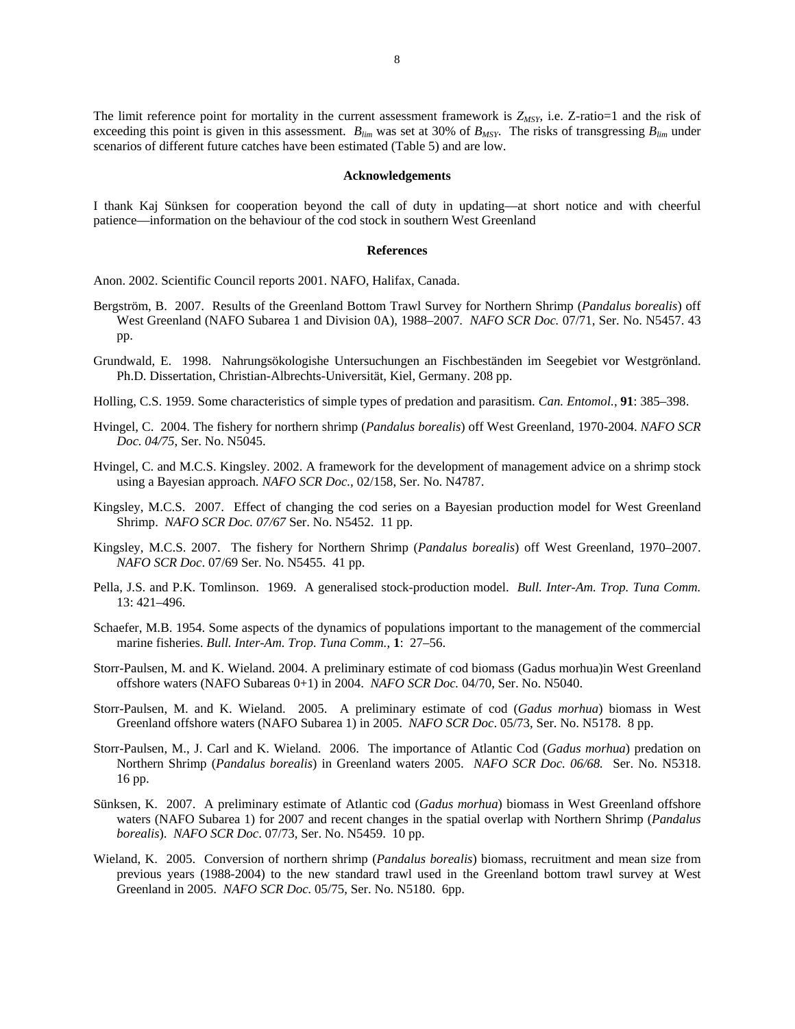The limit reference point for mortality in the current assessment framework is $Z_{MSY}$, i.e. Z-ratio=1 and the risk of exceeding this point is given in this assessment. $B_{lim}$ was set at 30% of $B_{MSY}$. The risks of transgressing $B_{lim}$ under scenarios of different future catches have been estimated (Table 5) and are low.

## Acknowledgements

I thank Kaj Sünksen for cooperation beyond the call of duty in updating—at short notice and with cheerful patience—information on the behaviour of the cod stock in southern West Greenland

## References

Anon. 2002. Scientific Council reports 2001. NAFO, Halifax, Canada.

Bergström, B. 2007. Results of the Greenland Bottom Trawl Survey for Northern Shrimp (*Pandalus borealis*) off West Greenland (NAFO Subarea 1 and Division 0A), 1988–2007. *NAFO SCR Doc.* 07/71, Ser. No. N5457. 43 pp.

Grundwald, E. 1998. Nahrungsökologishe Untersuchungen an Fischbeständen im Seegebiet vor Westgrönland. Ph.D. Dissertation, Christian-Albrechts-Universität, Kiel, Germany. 208 pp.

Holling, C.S. 1959. Some characteristics of simple types of predation and parasitism. *Can. Entomol.*, **91**: 385–398.

Hvingel, C. 2004. The fishery for northern shrimp (*Pandalus borealis*) off West Greenland, 1970-2004. *NAFO SCR Doc. 04/75*, Ser. No. N5045.

Hvingel, C. and M.C.S. Kingsley. 2002. A framework for the development of management advice on a shrimp stock using a Bayesian approach. *NAFO SCR Doc.*, 02/158, Ser. No. N4787.

Kingsley, M.C.S. 2007. Effect of changing the cod series on a Bayesian production model for West Greenland Shrimp. *NAFO SCR Doc. 07/67* Ser. No. N5452. 11 pp.

Kingsley, M.C.S. 2007. The fishery for Northern Shrimp (*Pandalus borealis*) off West Greenland, 1970–2007. *NAFO SCR Doc*. 07/69 Ser. No. N5455. 41 pp.

Pella, J.S. and P.K. Tomlinson. 1969. A generalised stock-production model. *Bull. Inter-Am. Trop. Tuna Comm.* 13: 421–496.

Schaefer, M.B. 1954. Some aspects of the dynamics of populations important to the management of the commercial marine fisheries. *Bull. Inter-Am. Trop. Tuna Comm.*, **1**: 27–56.

Storr-Paulsen, M. and K. Wieland. 2004. A preliminary estimate of cod biomass (Gadus morhua)in West Greenland offshore waters (NAFO Subareas 0+1) in 2004. *NAFO SCR Doc.* 04/70, Ser. No. N5040.

Storr-Paulsen, M. and K. Wieland. 2005. A preliminary estimate of cod (*Gadus morhua*) biomass in West Greenland offshore waters (NAFO Subarea 1) in 2005. *NAFO SCR Doc*. 05/73, Ser. No. N5178. 8 pp.

Storr-Paulsen, M., J. Carl and K. Wieland. 2006. The importance of Atlantic Cod (*Gadus morhua*) predation on Northern Shrimp (*Pandalus borealis*) in Greenland waters 2005. *NAFO SCR Doc. 06/68.* Ser. No. N5318. 16 pp.

Sünksen, K. 2007. A preliminary estimate of Atlantic cod (*Gadus morhua*) biomass in West Greenland offshore waters (NAFO Subarea 1) for 2007 and recent changes in the spatial overlap with Northern Shrimp (*Pandalus borealis*). *NAFO SCR Doc*. 07/73, Ser. No. N5459. 10 pp.

Wieland, K. 2005. Conversion of northern shrimp (*Pandalus borealis*) biomass, recruitment and mean size from previous years (1988-2004) to the new standard trawl used in the Greenland bottom trawl survey at West Greenland in 2005. *NAFO SCR Doc.* 05/75, Ser. No. N5180. 6pp.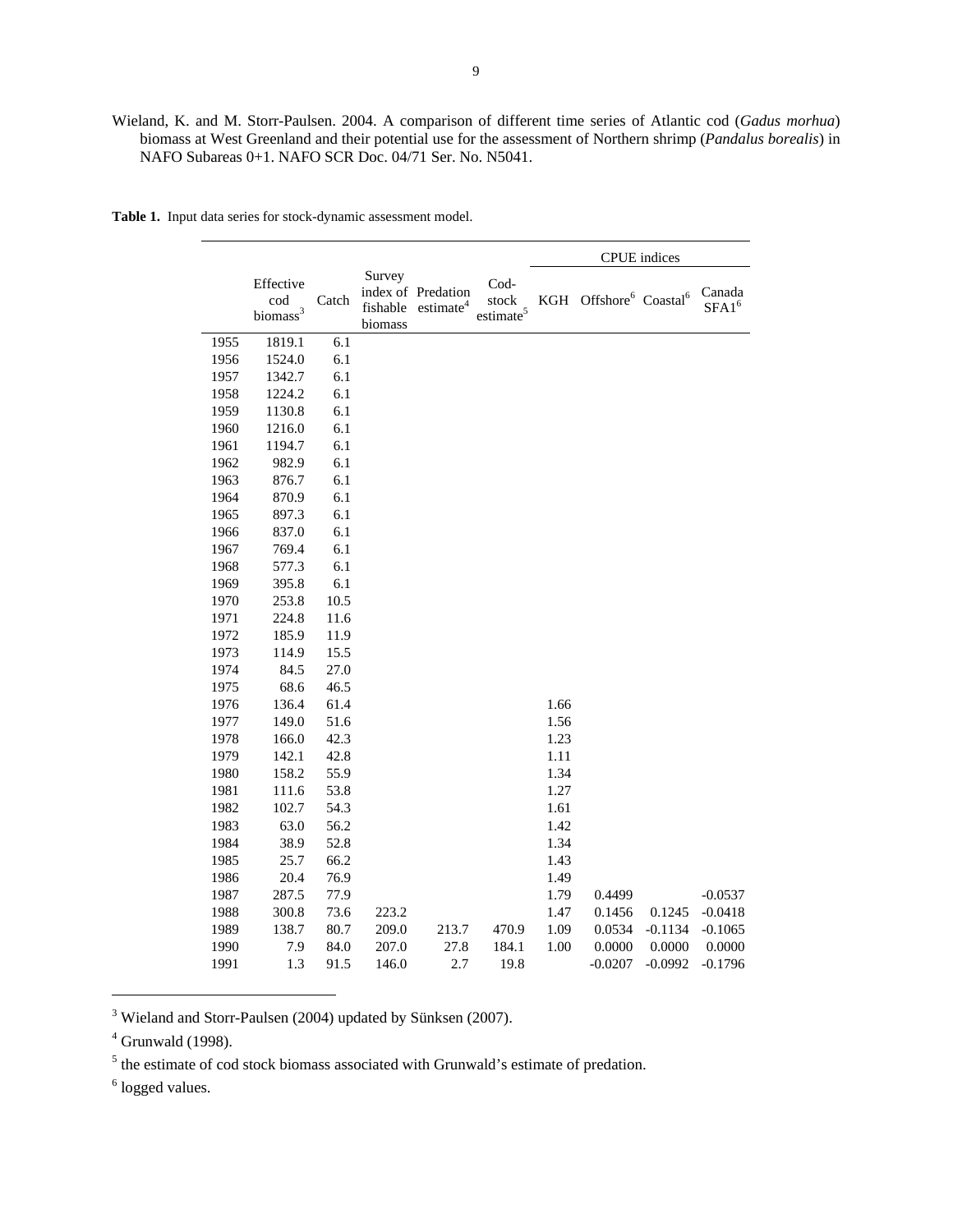Wieland, K. and M. Storr-Paulsen. 2004. A comparison of different time series of Atlantic cod (*Gadus morhua*) biomass at West Greenland and their potential use for the assessment of Northern shrimp (*Pandalus borealis*) in NAFO Subareas 0+1. NAFO SCR Doc. 04/71 Ser. No. N5041.

**Table 1.** Input data series for stock-dynamic assessment model.

| | | | | | | CPUE indices | | | |
|---|---|---|---|---|---|---|---|---|---|
| | Effective cod biomass[3] | Catch | Survey index of fishable biomass | Predation estimate[4] | Cod-stock estimate[5] | KGH | Offshore[6] | Coastal[6] | Canada SFA1[6] |
| 1955 | 1819.1 | 6.1 | | | | | | | |
| 1956 | 1524.0 | 6.1 | | | | | | | |
| 1957 | 1342.7 | 6.1 | | | | | | | |
| 1958 | 1224.2 | 6.1 | | | | | | | |
| 1959 | 1130.8 | 6.1 | | | | | | | |
| 1960 | 1216.0 | 6.1 | | | | | | | |
| 1961 | 1194.7 | 6.1 | | | | | | | |
| 1962 | 982.9 | 6.1 | | | | | | | |
| 1963 | 876.7 | 6.1 | | | | | | | |
| 1964 | 870.9 | 6.1 | | | | | | | |
| 1965 | 897.3 | 6.1 | | | | | | | |
| 1966 | 837.0 | 6.1 | | | | | | | |
| 1967 | 769.4 | 6.1 | | | | | | | |
| 1968 | 577.3 | 6.1 | | | | | | | |
| 1969 | 395.8 | 6.1 | | | | | | | |
| 1970 | 253.8 | 10.5 | | | | | | | |
| 1971 | 224.8 | 11.6 | | | | | | | |
| 1972 | 185.9 | 11.9 | | | | | | | |
| 1973 | 114.9 | 15.5 | | | | | | | |
| 1974 | 84.5 | 27.0 | | | | | | | |
| 1975 | 68.6 | 46.5 | | | | | | | |
| 1976 | 136.4 | 61.4 | | | | 1.66 | | | |
| 1977 | 149.0 | 51.6 | | | | 1.56 | | | |
| 1978 | 166.0 | 42.3 | | | | 1.23 | | | |
| 1979 | 142.1 | 42.8 | | | | 1.11 | | | |
| 1980 | 158.2 | 55.9 | | | | 1.34 | | | |
| 1981 | 111.6 | 53.8 | | | | 1.27 | | | |
| 1982 | 102.7 | 54.3 | | | | 1.61 | | | |
| 1983 | 63.0 | 56.2 | | | | 1.42 | | | |
| 1984 | 38.9 | 52.8 | | | | 1.34 | | | |
| 1985 | 25.7 | 66.2 | | | | 1.43 | | | |
| 1986 | 20.4 | 76.9 | | | | 1.49 | | | |
| 1987 | 287.5 | 77.9 | | | | 1.79 | 0.4499 | | -0.0537 |
| 1988 | 300.8 | 73.6 | 223.2 | | | 1.47 | 0.1456 | 0.1245 | -0.0418 |
| 1989 | 138.7 | 80.7 | 209.0 | 213.7 | 470.9 | 1.09 | 0.0534 | -0.1134 | -0.1065 |
| 1990 | 7.9 | 84.0 | 207.0 | 27.8 | 184.1 | 1.00 | 0.0000 | 0.0000 | 0.0000 |
| 1991 | 1.3 | 91.5 | 146.0 | 2.7 | 19.8 | | -0.0207 | -0.0992 | -0.1796 |

[3] Wieland and Storr-Paulsen (2004) updated by Sünksen (2007).

[4] Grunwald (1998).

[5] the estimate of cod stock biomass associated with Grunwald's estimate of predation.

[6] logged values.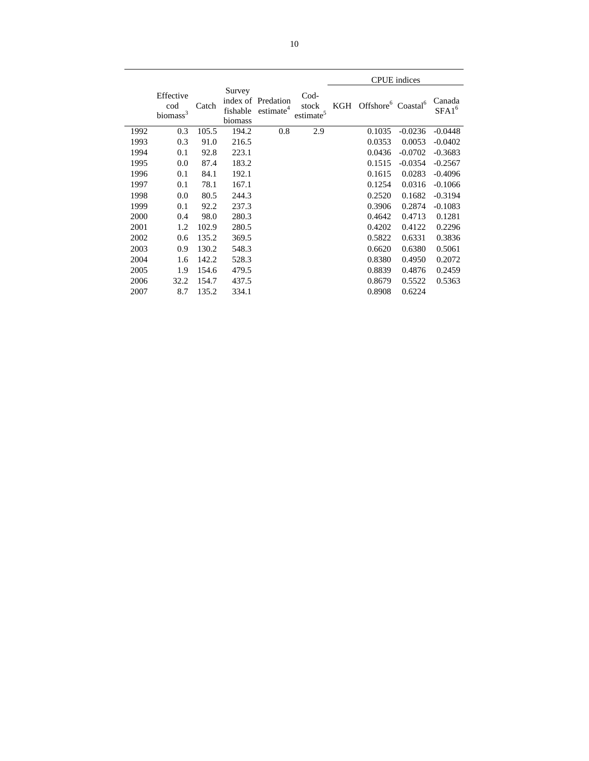| | Effective cod biomass[3] | Catch | Survey index of fishable biomass | Predation estimate[4] | Cod-stock estimate[5] | CPUE indices | | | |
|---|---|---|---|---|---|---|---|---|---|
| | | | | | | KGH | Offshore[6] | Coastal[6] | Canada SFA1[6] |
| 1992 | 0.3 | 105.5 | 194.2 | 0.8 | 2.9 | | 0.1035 | -0.0236 | -0.0448 |
| 1993 | 0.3 | 91.0 | 216.5 | | | | 0.0353 | 0.0053 | -0.0402 |
| 1994 | 0.1 | 92.8 | 223.1 | | | | 0.0436 | -0.0702 | -0.3683 |
| 1995 | 0.0 | 87.4 | 183.2 | | | | 0.1515 | -0.0354 | -0.2567 |
| 1996 | 0.1 | 84.1 | 192.1 | | | | 0.1615 | 0.0283 | -0.4096 |
| 1997 | 0.1 | 78.1 | 167.1 | | | | 0.1254 | 0.0316 | -0.1066 |
| 1998 | 0.0 | 80.5 | 244.3 | | | | 0.2520 | 0.1682 | -0.3194 |
| 1999 | 0.1 | 92.2 | 237.3 | | | | 0.3906 | 0.2874 | -0.1083 |
| 2000 | 0.4 | 98.0 | 280.3 | | | | 0.4642 | 0.4713 | 0.1281 |
| 2001 | 1.2 | 102.9 | 280.5 | | | | 0.4202 | 0.4122 | 0.2296 |
| 2002 | 0.6 | 135.2 | 369.5 | | | | 0.5822 | 0.6331 | 0.3836 |
| 2003 | 0.9 | 130.2 | 548.3 | | | | 0.6620 | 0.6380 | 0.5061 |
| 2004 | 1.6 | 142.2 | 528.3 | | | | 0.8380 | 0.4950 | 0.2072 |
| 2005 | 1.9 | 154.6 | 479.5 | | | | 0.8839 | 0.4876 | 0.2459 |
| 2006 | 32.2 | 154.7 | 437.5 | | | | 0.8679 | 0.5522 | 0.5363 |
| 2007 | 8.7 | 135.2 | 334.1 | | | | 0.8908 | 0.6224 | |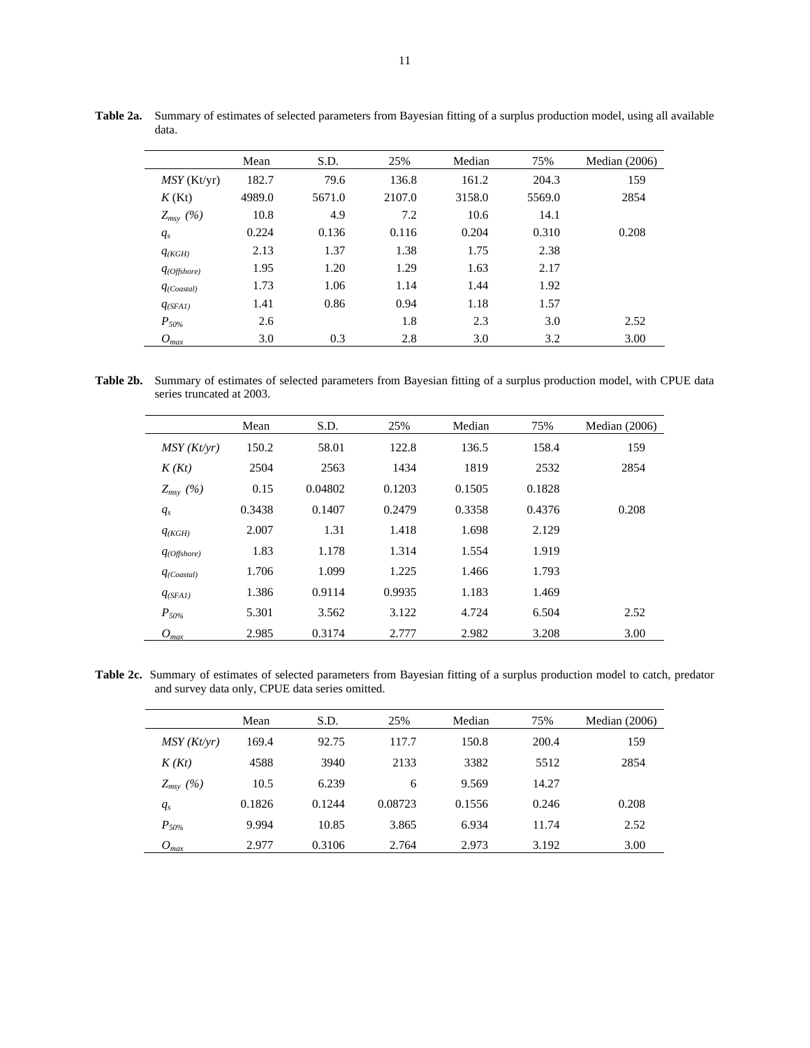**Table 2a.** Summary of estimates of selected parameters from Bayesian fitting of a surplus production model, using all available data.

| | Mean | S.D. | 25% | Median | 75% | Median (2006) |
|---|---|---|---|---|---|---|
| *MSY* (Kt/yr) | 182.7 | 79.6 | 136.8 | 161.2 | 204.3 | 159 |
| *K* (Kt) | 4989.0 | 5671.0 | 2107.0 | 3158.0 | 5569.0 | 2854 |
| $Z_{msy}$ *(%)* | 10.8 | 4.9 | 7.2 | 10.6 | 14.1 | |
| $q_s$ | 0.224 | 0.136 | 0.116 | 0.204 | 0.310 | 0.208 |
| $q_{(KGH)}$ | 2.13 | 1.37 | 1.38 | 1.75 | 2.38 | |
| $q_{(Offshore)}$ | 1.95 | 1.20 | 1.29 | 1.63 | 2.17 | |
| $q_{(Coastal)}$ | 1.73 | 1.06 | 1.14 | 1.44 | 1.92 | |
| $q_{(SFA1)}$ | 1.41 | 0.86 | 0.94 | 1.18 | 1.57 | |
| $P_{50\%}$ | 2.6 | | 1.8 | 2.3 | 3.0 | 2.52 |
| $O_{max}$ | 3.0 | 0.3 | 2.8 | 3.0 | 3.2 | 3.00 |

**Table 2b.** Summary of estimates of selected parameters from Bayesian fitting of a surplus production model, with CPUE data series truncated at 2003.

| | Mean | S.D. | 25% | Median | 75% | Median (2006) |
|---|---|---|---|---|---|---|
| *MSY (Kt/yr)* | 150.2 | 58.01 | 122.8 | 136.5 | 158.4 | 159 |
| *K (Kt)* | 2504 | 2563 | 1434 | 1819 | 2532 | 2854 |
| $Z_{msy}$ *(%)* | 0.15 | 0.04802 | 0.1203 | 0.1505 | 0.1828 | |
| $q_s$ | 0.3438 | 0.1407 | 0.2479 | 0.3358 | 0.4376 | 0.208 |
| $q_{(KGH)}$ | 2.007 | 1.31 | 1.418 | 1.698 | 2.129 | |
| $q_{(Offshore)}$ | 1.83 | 1.178 | 1.314 | 1.554 | 1.919 | |
| $q_{(Coastal)}$ | 1.706 | 1.099 | 1.225 | 1.466 | 1.793 | |
| $q_{(SFA1)}$ | 1.386 | 0.9114 | 0.9935 | 1.183 | 1.469 | |
| $P_{50\%}$ | 5.301 | 3.562 | 3.122 | 4.724 | 6.504 | 2.52 |
| $O_{max}$ | 2.985 | 0.3174 | 2.777 | 2.982 | 3.208 | 3.00 |

**Table 2c.** Summary of estimates of selected parameters from Bayesian fitting of a surplus production model to catch, predator and survey data only, CPUE data series omitted.

| | Mean | S.D. | 25% | Median | 75% | Median (2006) |
|---|---|---|---|---|---|---|
| *MSY (Kt/yr)* | 169.4 | 92.75 | 117.7 | 150.8 | 200.4 | 159 |
| *K (Kt)* | 4588 | 3940 | 2133 | 3382 | 5512 | 2854 |
| $Z_{msy}$ *(%)* | 10.5 | 6.239 | 6 | 9.569 | 14.27 | |
| $q_s$ | 0.1826 | 0.1244 | 0.08723 | 0.1556 | 0.246 | 0.208 |
| $P_{50\%}$ | 9.994 | 10.85 | 3.865 | 6.934 | 11.74 | 2.52 |
| $O_{max}$ | 2.977 | 0.3106 | 2.764 | 2.973 | 3.192 | 3.00 |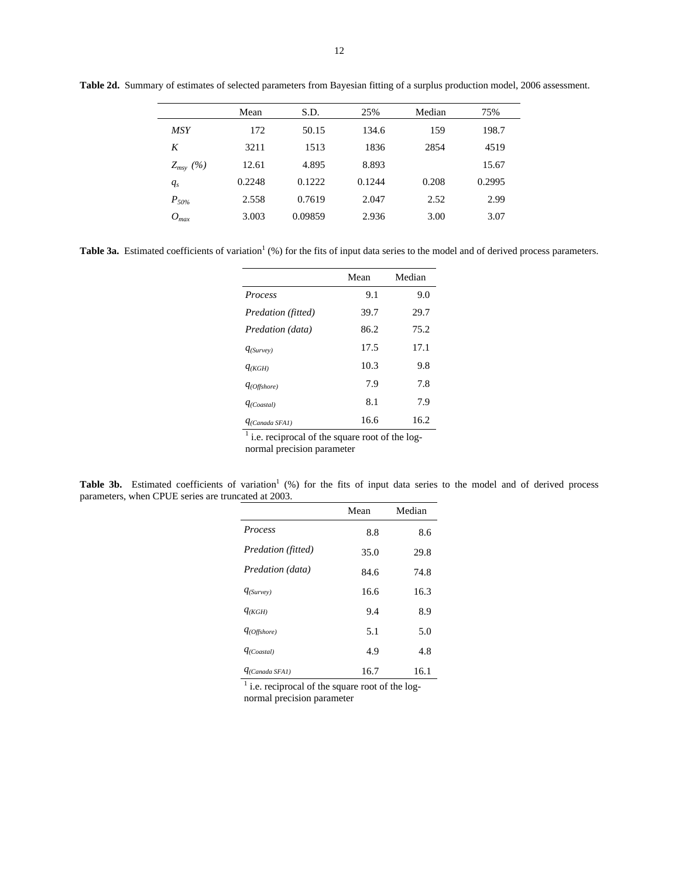**Table 2d.** Summary of estimates of selected parameters from Bayesian fitting of a surplus production model, 2006 assessment.

| | Mean | S.D. | 25% | Median | 75% |
|---|---|---|---|---|---|
| *MSY* | 172 | 50.15 | 134.6 | 159 | 198.7 |
| *K* | 3211 | 1513 | 1836 | 2854 | 4519 |
| $Z_{msy}$ *(%)* | 12.61 | 4.895 | 8.893 | | 15.67 |
| $q_s$ | 0.2248 | 0.1222 | 0.1244 | 0.208 | 0.2995 |
| $P_{50\%}$ | 2.558 | 0.7619 | 2.047 | 2.52 | 2.99 |
| $O_{max}$ | 3.003 | 0.09859 | 2.936 | 3.00 | 3.07 |

**Table 3a.** Estimated coefficients of variation[1] (%) for the fits of input data series to the model and of derived process parameters.

| | Mean | Median |
|---|---|---|
| *Process* | 9.1 | 9.0 |
| *Predation (fitted)* | 39.7 | 29.7 |
| *Predation (data)* | 86.2 | 75.2 |
| $q_{(Survey)}$ | 17.5 | 17.1 |
| $q_{(KGH)}$ | 10.3 | 9.8 |
| $q_{(Offshore)}$ | 7.9 | 7.8 |
| $q_{(Coastal)}$ | 8.1 | 7.9 |
| $q_{(Canada\ SFA1)}$ | 16.6 | 16.2 |

[1] i.e. reciprocal of the square root of the log-normal precision parameter

**Table 3b.** Estimated coefficients of variation[1] (%) for the fits of input data series to the model and of derived process parameters, when CPUE series are truncated at 2003.

| | Mean | Median |
|---|---|---|
| *Process* | 8.8 | 8.6 |
| *Predation (fitted)* | 35.0 | 29.8 |
| *Predation (data)* | 84.6 | 74.8 |
| $q_{(Survey)}$ | 16.6 | 16.3 |
| $q_{(KGH)}$ | 9.4 | 8.9 |
| $q_{(Offshore)}$ | 5.1 | 5.0 |
| $q_{(Coastal)}$ | 4.9 | 4.8 |
| $q_{(Canada\ SFA1)}$ | 16.7 | 16.1 |

[1] i.e. reciprocal of the square root of the log-normal precision parameter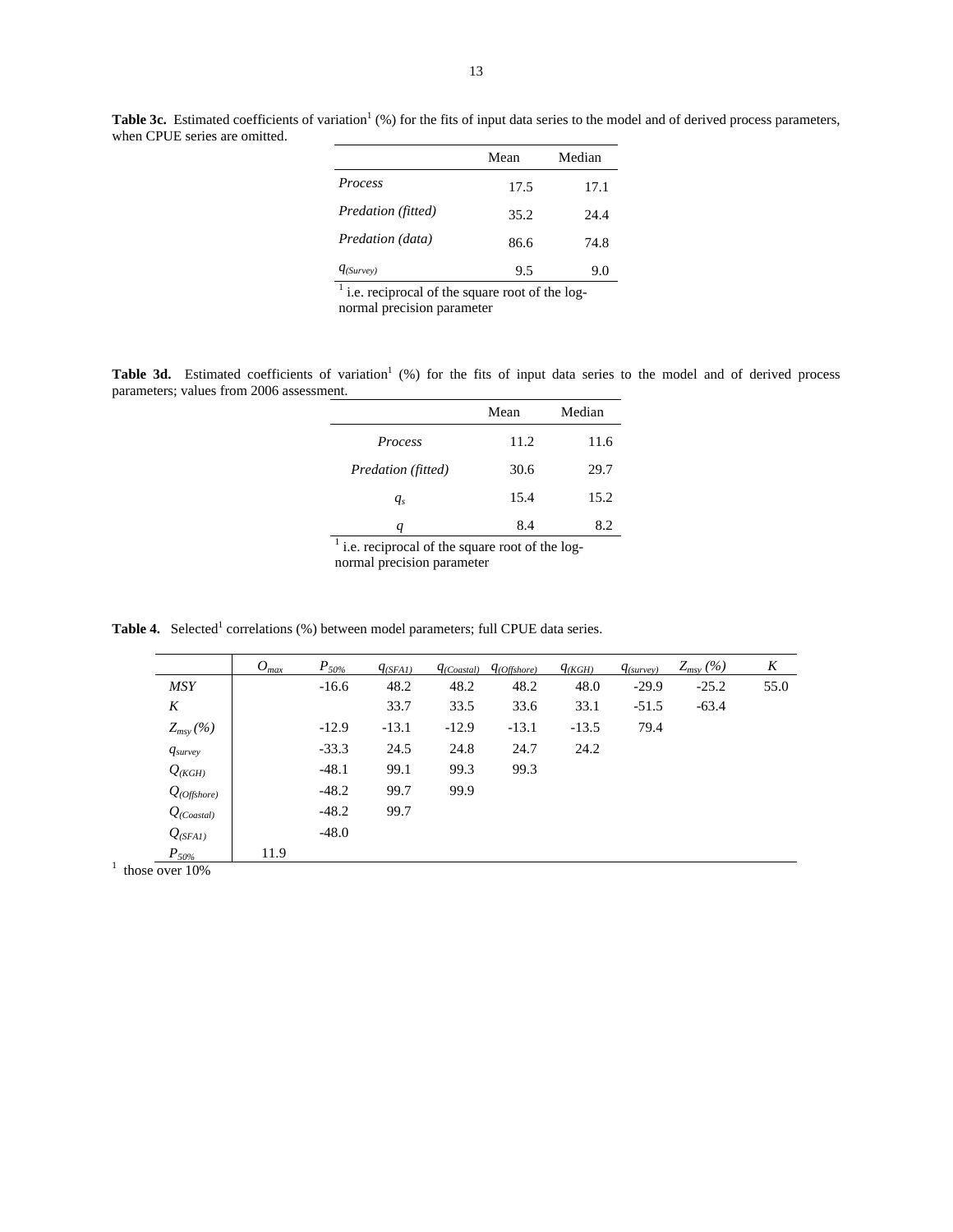**Table 3c.** Estimated coefficients of variation[1] (%) for the fits of input data series to the model and of derived process parameters, when CPUE series are omitted.

| | Mean | Median |
|---|---|---|
| *Process* | 17.5 | 17.1 |
| *Predation (fitted)* | 35.2 | 24.4 |
| *Predation (data)* | 86.6 | 74.8 |
| $q_{(Survey)}$ | 9.5 | 9.0 |

[1] i.e. reciprocal of the square root of the log-normal precision parameter

**Table 3d.** Estimated coefficients of variation[1] (%) for the fits of input data series to the model and of derived process parameters; values from 2006 assessment.

| | Mean | Median |
|---|---|---|
| *Process* | 11.2 | 11.6 |
| *Predation (fitted)* | 30.6 | 29.7 |
| $q_s$ | 15.4 | 15.2 |
| $q$ | 8.4 | 8.2 |

[1] i.e. reciprocal of the square root of the log-normal precision parameter

**Table 4.** Selected[1] correlations (%) between model parameters; full CPUE data series.

| | $O_{max}$ | $P_{50\%}$ | $q_{(SFA1)}$ | $q_{(Coastal)}$ | $q_{(Offshore)}$ | $q_{(KGH)}$ | $q_{(survey)}$ | $Z_{msy}$ (%) | $K$ |
|---|---|---|---|---|---|---|---|---|---|
| *MSY* | | -16.6 | 48.2 | 48.2 | 48.2 | 48.0 | -29.9 | -25.2 | 55.0 |
| *K* | | | 33.7 | 33.5 | 33.6 | 33.1 | -51.5 | -63.4 | |
| $Z_{msy}$ (%) | | -12.9 | -13.1 | -12.9 | -13.1 | -13.5 | 79.4 | | |
| $q_{survey}$ | | -33.3 | 24.5 | 24.8 | 24.7 | 24.2 | | | |
| $Q_{(KGH)}$ | | -48.1 | 99.1 | 99.3 | 99.3 | | | | |
| $Q_{(Offshore)}$ | | -48.2 | 99.7 | 99.9 | | | | | |
| $Q_{(Coastal)}$ | | -48.2 | 99.7 | | | | | | |
| $Q_{(SFA1)}$ | | -48.0 | | | | | | | |
| $P_{50\%}$ | 11.9 | | | | | | | | |

[1] those over 10%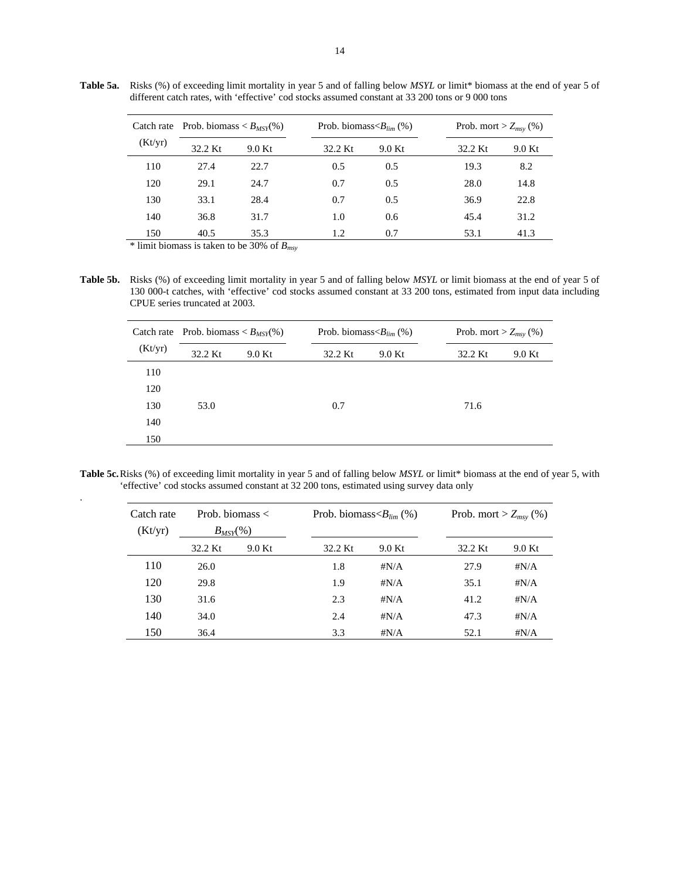**Table 5a.** Risks (%) of exceeding limit mortality in year 5 and of falling below *MSYL* or limit* biomass at the end of year 5 of different catch rates, with 'effective' cod stocks assumed constant at 33 200 tons or 9 000 tons

| Catch rate (Kt/yr) | Prob. biomass < $B_{MSY}$(%) | | Prob. biomass<$B_{lim}$ (%) | | Prob. mort > $Z_{msy}$ (%) | |
|---|---|---|---|---|---|---|
| | 32.2 Kt | 9.0 Kt | 32.2 Kt | 9.0 Kt | 32.2 Kt | 9.0 Kt |
| 110 | 27.4 | 22.7 | 0.5 | 0.5 | 19.3 | 8.2 |
| 120 | 29.1 | 24.7 | 0.7 | 0.5 | 28.0 | 14.8 |
| 130 | 33.1 | 28.4 | 0.7 | 0.5 | 36.9 | 22.8 |
| 140 | 36.8 | 31.7 | 1.0 | 0.6 | 45.4 | 31.2 |
| 150 | 40.5 | 35.3 | 1.2 | 0.7 | 53.1 | 41.3 |

\* limit biomass is taken to be 30% of $B_{msy}$

**Table 5b.** Risks (%) of exceeding limit mortality in year 5 and of falling below *MSYL* or limit biomass at the end of year 5 of 130 000-t catches, with 'effective' cod stocks assumed constant at 33 200 tons, estimated from input data including CPUE series truncated at 2003.

| Catch rate (Kt/yr) | Prob. biomass < $B_{MSY}$(%) | | Prob. biomass<$B_{lim}$ (%) | | Prob. mort > $Z_{msy}$ (%) | |
|---|---|---|---|---|---|---|
| | 32.2 Kt | 9.0 Kt | 32.2 Kt | 9.0 Kt | 32.2 Kt | 9.0 Kt |
| 110 | | | | | | |
| 120 | | | | | | |
| 130 | 53.0 | | 0.7 | | 71.6 | |
| 140 | | | | | | |
| 150 | | | | | | |

**Table 5c.** Risks (%) of exceeding limit mortality in year 5 and of falling below *MSYL* or limit* biomass at the end of year 5, with 'effective' cod stocks assumed constant at 32 200 tons, estimated using survey data only

| Catch rate (Kt/yr) | Prob. biomass < $B_{MSY}$(%) | | Prob. biomass<$B_{lim}$ (%) | | Prob. mort > $Z_{msy}$ (%) | |
|---|---|---|---|---|---|---|
| | 32.2 Kt | 9.0 Kt | 32.2 Kt | 9.0 Kt | 32.2 Kt | 9.0 Kt |
| 110 | 26.0 | | 1.8 | #N/A | 27.9 | #N/A |
| 120 | 29.8 | | 1.9 | #N/A | 35.1 | #N/A |
| 130 | 31.6 | | 2.3 | #N/A | 41.2 | #N/A |
| 140 | 34.0 | | 2.4 | #N/A | 47.3 | #N/A |
| 150 | 36.4 | | 3.3 | #N/A | 52.1 | #N/A |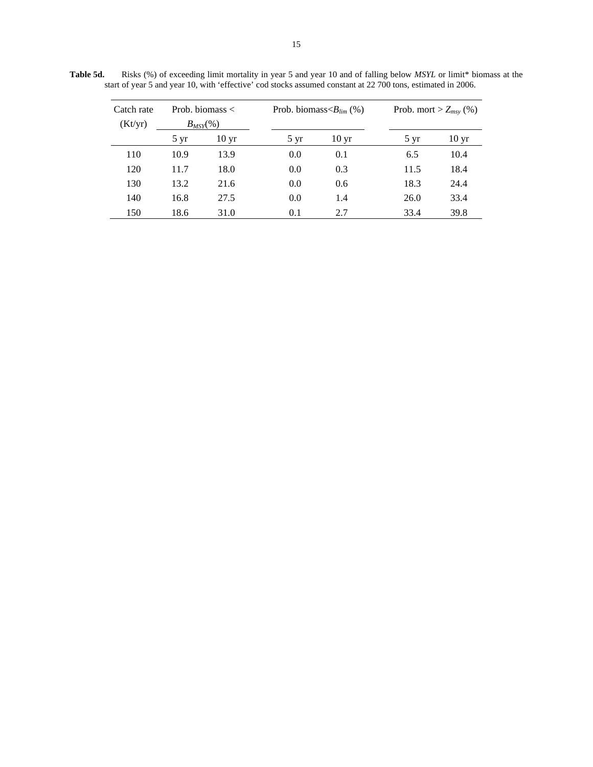**Table 5d.** Risks (%) of exceeding limit mortality in year 5 and year 10 and of falling below *MSYL* or limit* biomass at the start of year 5 and year 10, with 'effective' cod stocks assumed constant at 22 700 tons, estimated in 2006.

| Catch rate (Kt/yr) | Prob. biomass < $B_{MSY}$(%) | | Prob. biomass<$B_{lim}$ (%) | | Prob. mort > $Z_{msy}$ (%) | |
|---|---|---|---|---|---|---|
| | 5 yr | 10 yr | 5 yr | 10 yr | 5 yr | 10 yr |
| 110 | 10.9 | 13.9 | 0.0 | 0.1 | 6.5 | 10.4 |
| 120 | 11.7 | 18.0 | 0.0 | 0.3 | 11.5 | 18.4 |
| 130 | 13.2 | 21.6 | 0.0 | 0.6 | 18.3 | 24.4 |
| 140 | 16.8 | 27.5 | 0.0 | 1.4 | 26.0 | 33.4 |
| 150 | 18.6 | 31.0 | 0.1 | 2.7 | 33.4 | 39.8 |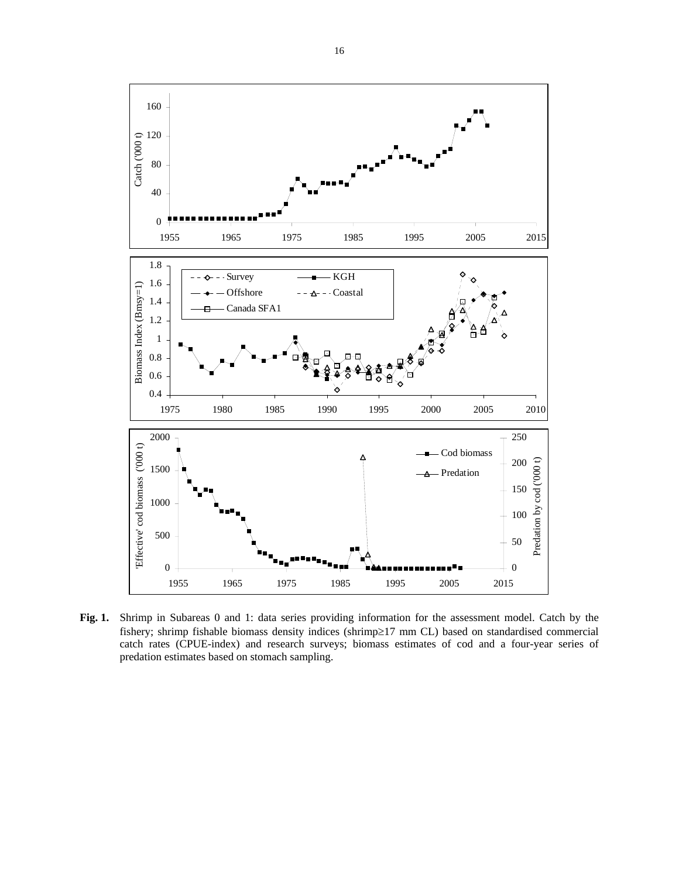**Fig. 1.** Shrimp in Subareas 0 and 1: data series providing information for the assessment model. Catch by the fishery; shrimp fishable biomass density indices (shrimp≥17 mm CL) based on standardised commercial catch rates (CPUE-index) and research surveys; biomass estimates of cod and a four-year series of predation estimates based on stomach sampling.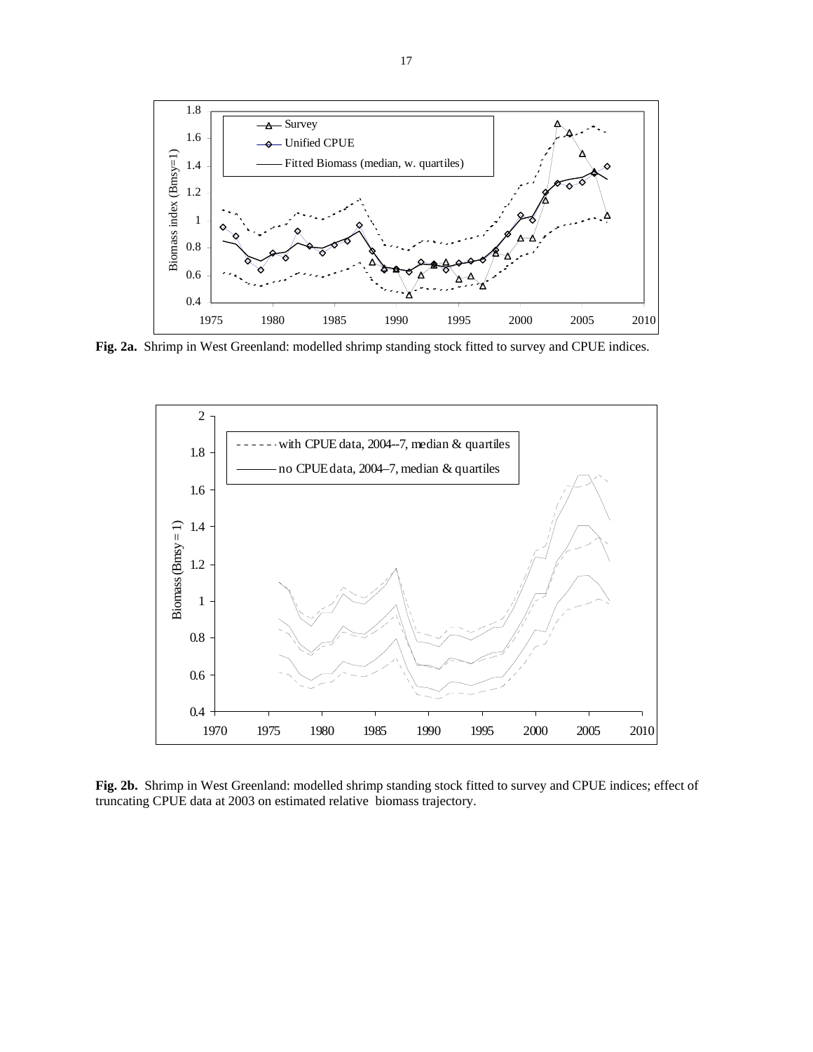**Fig. 2a.** Shrimp in West Greenland: modelled shrimp standing stock fitted to survey and CPUE indices.

**Fig. 2b.** Shrimp in West Greenland: modelled shrimp standing stock fitted to survey and CPUE indices; effect of truncating CPUE data at 2003 on estimated relative biomass trajectory.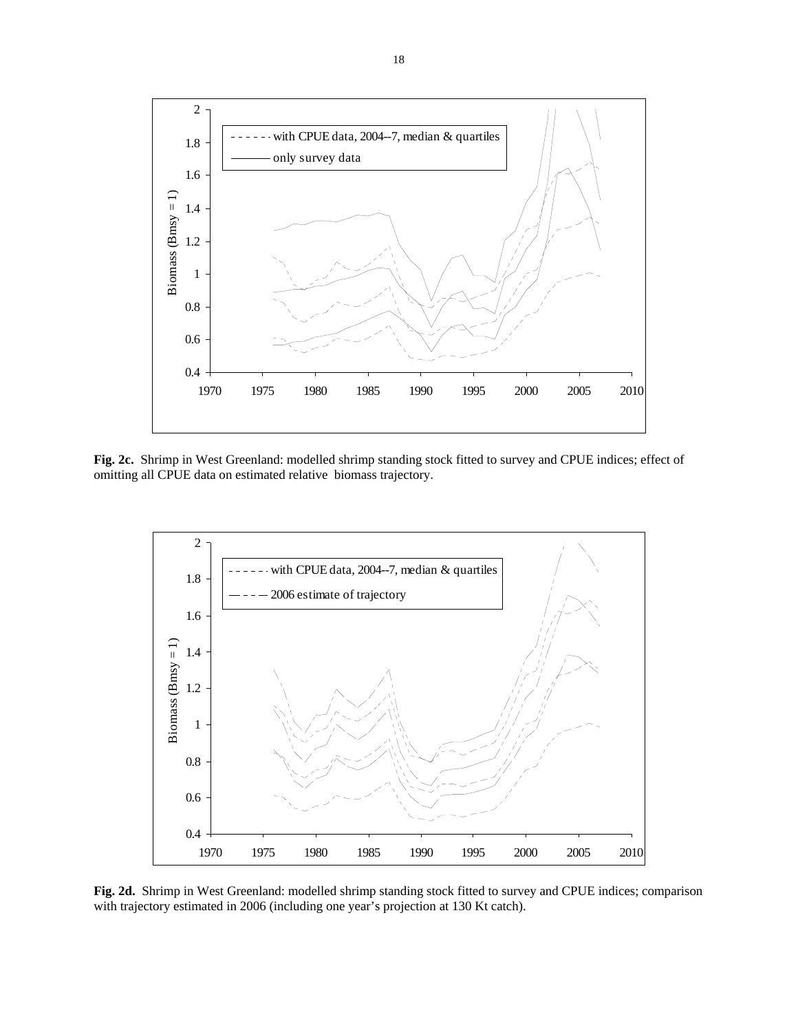**Fig. 2c.** Shrimp in West Greenland: modelled shrimp standing stock fitted to survey and CPUE indices; effect of omitting all CPUE data on estimated relative biomass trajectory.

**Fig. 2d.** Shrimp in West Greenland: modelled shrimp standing stock fitted to survey and CPUE indices; comparison with trajectory estimated in 2006 (including one year's projection at 130 Kt catch).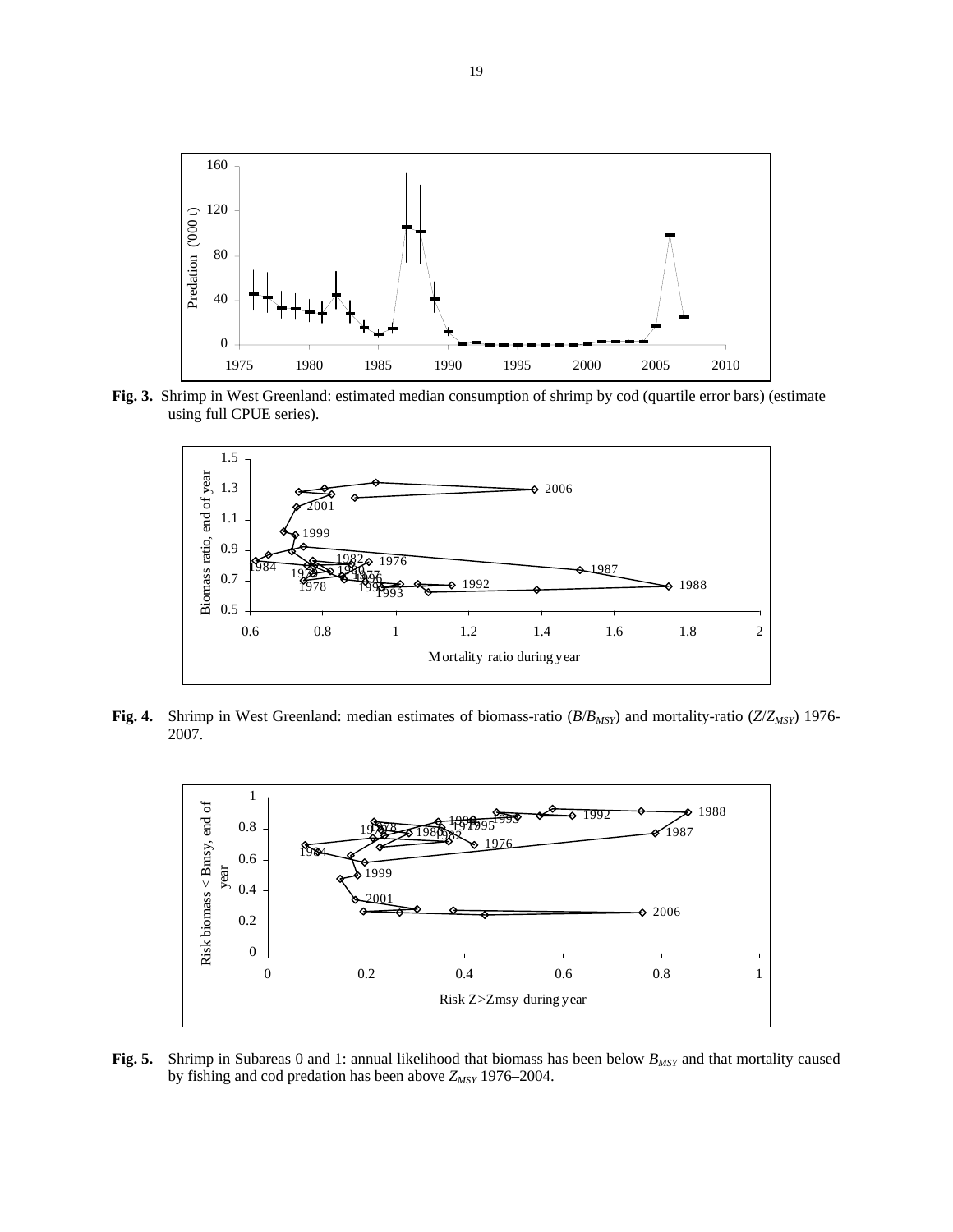**Fig. 3.** Shrimp in West Greenland: estimated median consumption of shrimp by cod (quartile error bars) (estimate using full CPUE series).

**Fig. 4.** Shrimp in West Greenland: median estimates of biomass-ratio ($B/B_{MSY}$) and mortality-ratio ($Z/Z_{MSY}$) 1976-2007.

**Fig. 5.** Shrimp in Subareas 0 and 1: annual likelihood that biomass has been below $B_{MSY}$ and that mortality caused by fishing and cod predation has been above $Z_{MSY}$ 1976–2004.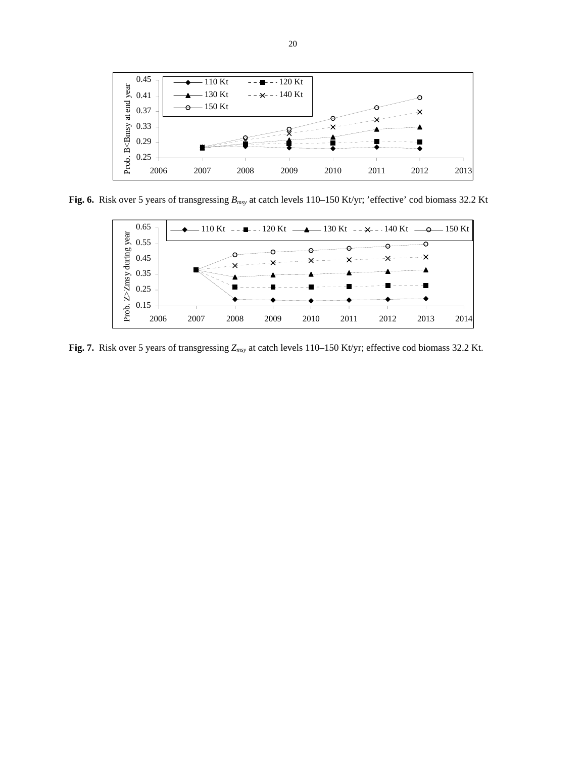**Fig. 6.** Risk over 5 years of transgressing $B_{msy}$ at catch levels 110–150 Kt/yr; 'effective' cod biomass 32.2 Kt

**Fig. 7.** Risk over 5 years of transgressing $Z_{msy}$ at catch levels 110–150 Kt/yr; effective cod biomass 32.2 Kt.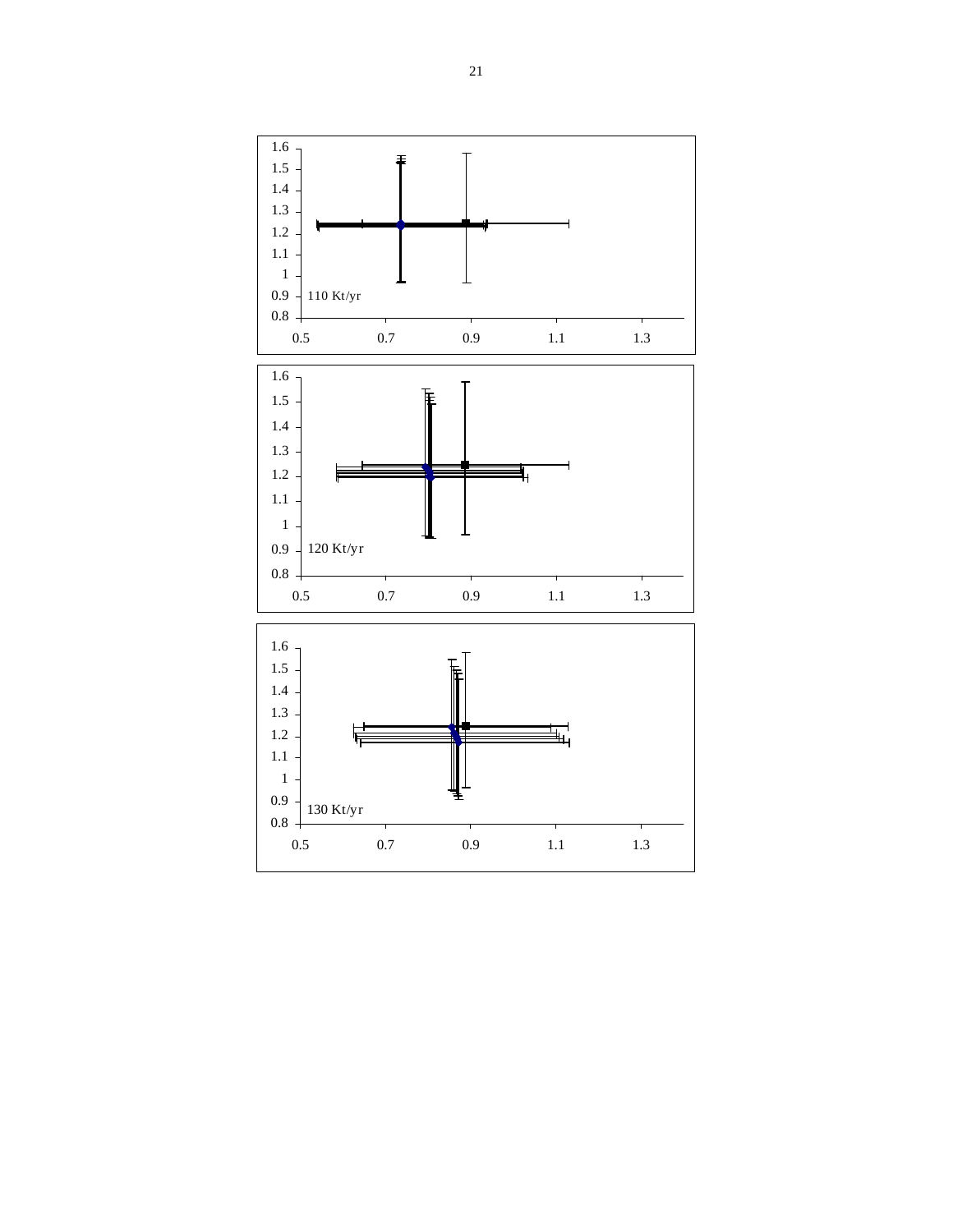110 Kt/yr

120 Kt/yr

130 Kt/yr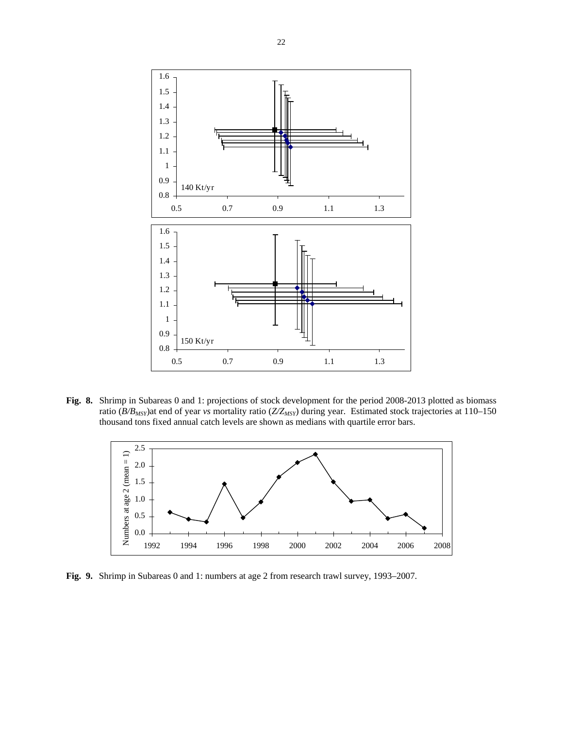**Fig. 8.** Shrimp in Subareas 0 and 1: projections of stock development for the period 2008-2013 plotted as biomass ratio ($B/B_{MSY}$)at end of year *vs* mortality ratio ($Z/Z_{MSY}$) during year. Estimated stock trajectories at 110–150 thousand tons fixed annual catch levels are shown as medians with quartile error bars.

**Fig. 9.** Shrimp in Subareas 0 and 1: numbers at age 2 from research trawl survey, 1993–2007.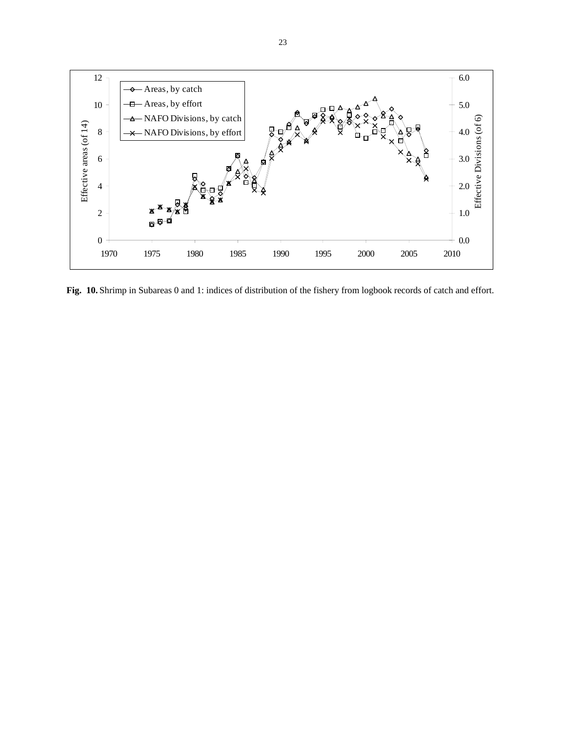**Fig. 10.** Shrimp in Subareas 0 and 1: indices of distribution of the fishery from logbook records of catch and effort.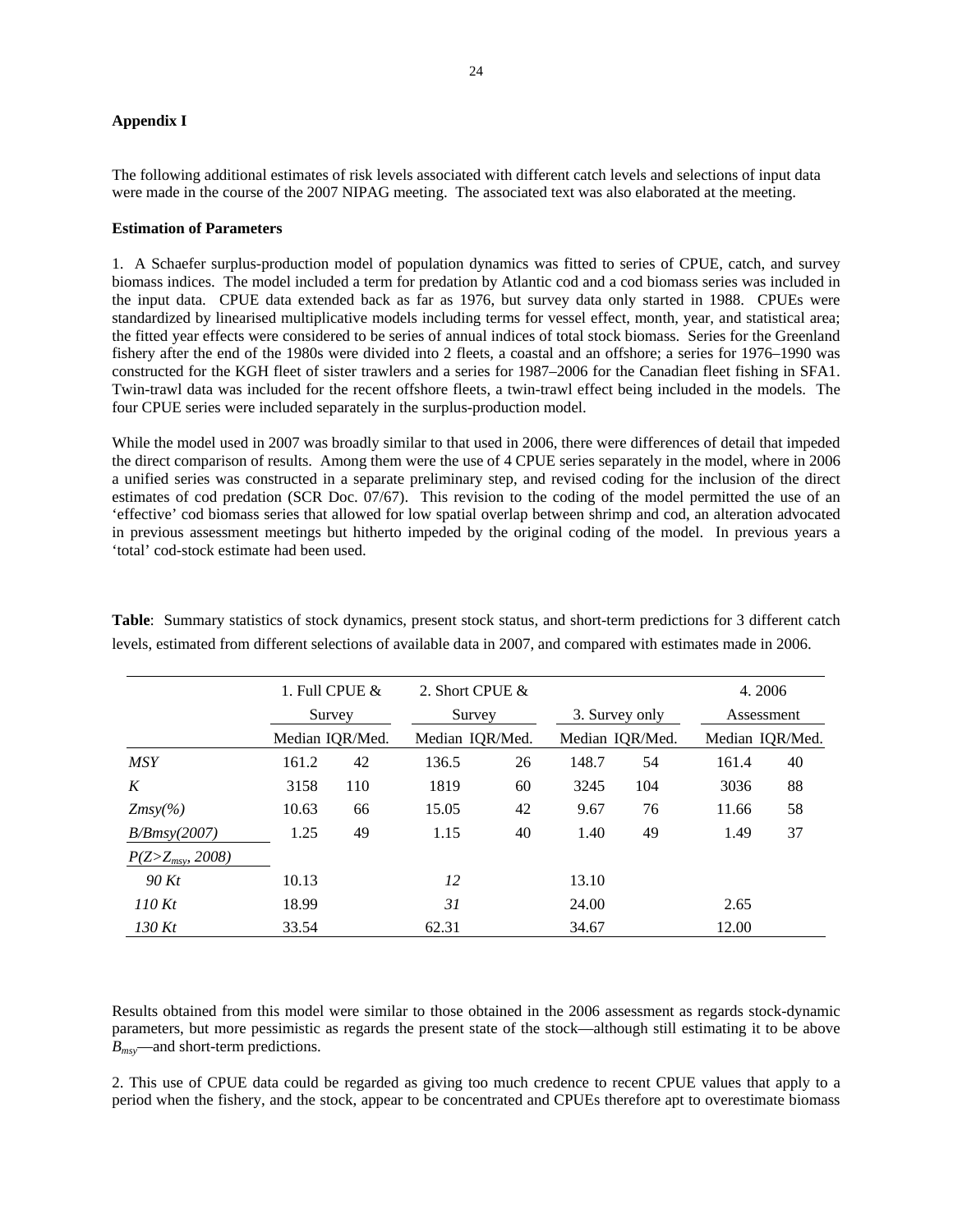### Appendix I

The following additional estimates of risk levels associated with different catch levels and selections of input data were made in the course of the 2007 NIPAG meeting. The associated text was also elaborated at the meeting.

#### Estimation of Parameters

1. A Schaefer surplus-production model of population dynamics was fitted to series of CPUE, catch, and survey biomass indices. The model included a term for predation by Atlantic cod and a cod biomass series was included in the input data. CPUE data extended back as far as 1976, but survey data only started in 1988. CPUEs were standardized by linearised multiplicative models including terms for vessel effect, month, year, and statistical area; the fitted year effects were considered to be series of annual indices of total stock biomass. Series for the Greenland fishery after the end of the 1980s were divided into 2 fleets, a coastal and an offshore; a series for 1976–1990 was constructed for the KGH fleet of sister trawlers and a series for 1987–2006 for the Canadian fleet fishing in SFA1. Twin-trawl data was included for the recent offshore fleets, a twin-trawl effect being included in the models. The four CPUE series were included separately in the surplus-production model.

While the model used in 2007 was broadly similar to that used in 2006, there were differences of detail that impeded the direct comparison of results. Among them were the use of 4 CPUE series separately in the model, where in 2006 a unified series was constructed in a separate preliminary step, and revised coding for the inclusion of the direct estimates of cod predation (SCR Doc. 07/67). This revision to the coding of the model permitted the use of an 'effective' cod biomass series that allowed for low spatial overlap between shrimp and cod, an alteration advocated in previous assessment meetings but hitherto impeded by the original coding of the model. In previous years a 'total' cod-stock estimate had been used.

**Table**: Summary statistics of stock dynamics, present stock status, and short-term predictions for 3 different catch levels, estimated from different selections of available data in 2007, and compared with estimates made in 2006.

| | 1. Full CPUE & Survey | | 2. Short CPUE & Survey | | 3. Survey only | | 4. 2006 Assessment | |
|---|---|---|---|---|---|---|---|---|
| | Median | IQR/Med. | Median | IQR/Med. | Median | IQR/Med. | Median | IQR/Med. |
| *MSY* | 161.2 | 42 | 136.5 | 26 | 148.7 | 54 | 161.4 | 40 |
| *K* | 3158 | 110 | 1819 | 60 | 3245 | 104 | 3036 | 88 |
| *Zmsy(%)* | 10.63 | 66 | 15.05 | 42 | 9.67 | 76 | 11.66 | 58 |
| *B/Bmsy(2007)* | 1.25 | 49 | 1.15 | 40 | 1.40 | 49 | 1.49 | 37 |
| $P(Z>Z_{msy}, 2008)$ | | | | | | | | |
| *90 Kt* | 10.13 | | *12* | | 13.10 | | | |
| *110 Kt* | 18.99 | | *31* | | 24.00 | | 2.65 | |
| *130 Kt* | 33.54 | | 62.31 | | 34.67 | | 12.00 | |

Results obtained from this model were similar to those obtained in the 2006 assessment as regards stock-dynamic parameters, but more pessimistic as regards the present state of the stock—although still estimating it to be above $B_{msy}$—and short-term predictions.

2. This use of CPUE data could be regarded as giving too much credence to recent CPUE values that apply to a period when the fishery, and the stock, appear to be concentrated and CPUEs therefore apt to overestimate biomass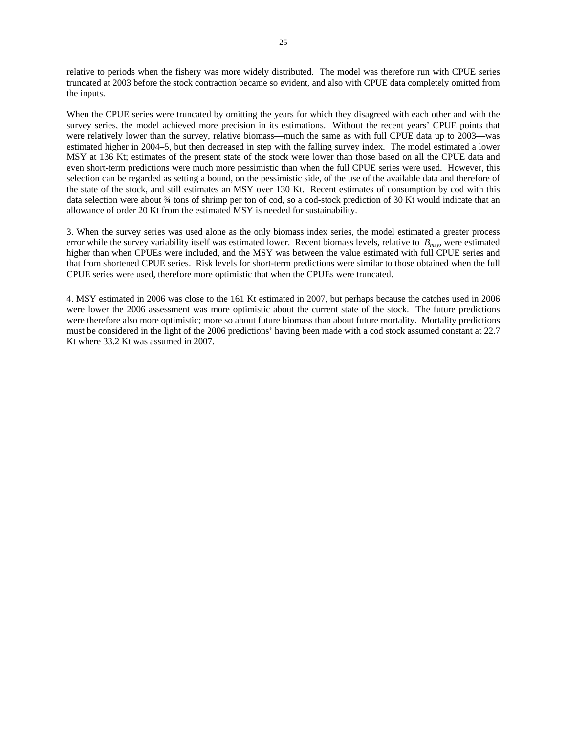relative to periods when the fishery was more widely distributed. The model was therefore run with CPUE series truncated at 2003 before the stock contraction became so evident, and also with CPUE data completely omitted from the inputs.

When the CPUE series were truncated by omitting the years for which they disagreed with each other and with the survey series, the model achieved more precision in its estimations. Without the recent years' CPUE points that were relatively lower than the survey, relative biomass—much the same as with full CPUE data up to 2003—was estimated higher in 2004–5, but then decreased in step with the falling survey index. The model estimated a lower MSY at 136 Kt; estimates of the present state of the stock were lower than those based on all the CPUE data and even short-term predictions were much more pessimistic than when the full CPUE series were used. However, this selection can be regarded as setting a bound, on the pessimistic side, of the use of the available data and therefore of the state of the stock, and still estimates an MSY over 130 Kt. Recent estimates of consumption by cod with this data selection were about ¾ tons of shrimp per ton of cod, so a cod-stock prediction of 30 Kt would indicate that an allowance of order 20 Kt from the estimated MSY is needed for sustainability.

3. When the survey series was used alone as the only biomass index series, the model estimated a greater process error while the survey variability itself was estimated lower. Recent biomass levels, relative to $B_{msy}$, were estimated higher than when CPUEs were included, and the MSY was between the value estimated with full CPUE series and that from shortened CPUE series. Risk levels for short-term predictions were similar to those obtained when the full CPUE series were used, therefore more optimistic that when the CPUEs were truncated.

4. MSY estimated in 2006 was close to the 161 Kt estimated in 2007, but perhaps because the catches used in 2006 were lower the 2006 assessment was more optimistic about the current state of the stock. The future predictions were therefore also more optimistic; more so about future biomass than about future mortality. Mortality predictions must be considered in the light of the 2006 predictions' having been made with a cod stock assumed constant at 22.7 Kt where 33.2 Kt was assumed in 2007.